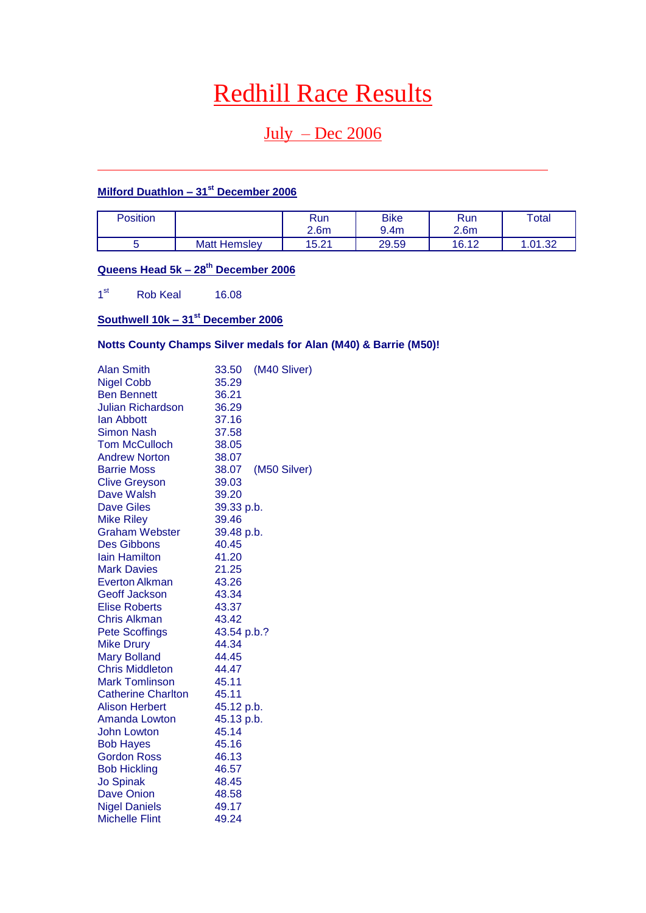# Redhill Race Results

## July – Dec 2006

---

### Milford Duathlon – 31st December 2006

| Position | | Run 2.6m | Bike 9.4m | Run 2.6m | Total |
|---|---|---|---|---|---|
| 5 | Matt Hemsley | 15.21 | 29.59 | 16.12 | 1.01.32 |

### Queens Head 5k – 28th December 2006

1st Rob Keal 16.08

### Southwell 10k – 31st December 2006

**Notts County Champs Silver medals for Alan (M40) & Barrie (M50)!**

| | | |
|---|---|---|
| Alan Smith | 33.50 | (M40 Sliver) |
| Nigel Cobb | 35.29 | |
| Ben Bennett | 36.21 | |
| Julian Richardson | 36.29 | |
| Ian Abbott | 37.16 | |
| Simon Nash | 37.58 | |
| Tom McCulloch | 38.05 | |
| Andrew Norton | 38.07 | |
| Barrie Moss | 38.07 | (M50 Silver) |
| Clive Greyson | 39.03 | |
| Dave Walsh | 39.20 | |
| Dave Giles | 39.33 p.b. | |
| Mike Riley | 39.46 | |
| Graham Webster | 39.48 p.b. | |
| Des Gibbons | 40.45 | |
| Iain Hamilton | 41.20 | |
| Mark Davies | 21.25 | |
| Everton Alkman | 43.26 | |
| Geoff Jackson | 43.34 | |
| Elise Roberts | 43.37 | |
| Chris Alkman | 43.42 | |
| Pete Scoffings | 43.54 p.b.? | |
| Mike Drury | 44.34 | |
| Mary Bolland | 44.45 | |
| Chris Middleton | 44.47 | |
| Mark Tomlinson | 45.11 | |
| Catherine Charlton | 45.11 | |
| Alison Herbert | 45.12 p.b. | |
| Amanda Lowton | 45.13 p.b. | |
| John Lowton | 45.14 | |
| Bob Hayes | 45.16 | |
| Gordon Ross | 46.13 | |
| Bob Hickling | 46.57 | |
| Jo Spinak | 48.45 | |
| Dave Onion | 48.58 | |
| Nigel Daniels | 49.17 | |
| Michelle Flint | 49.24 | |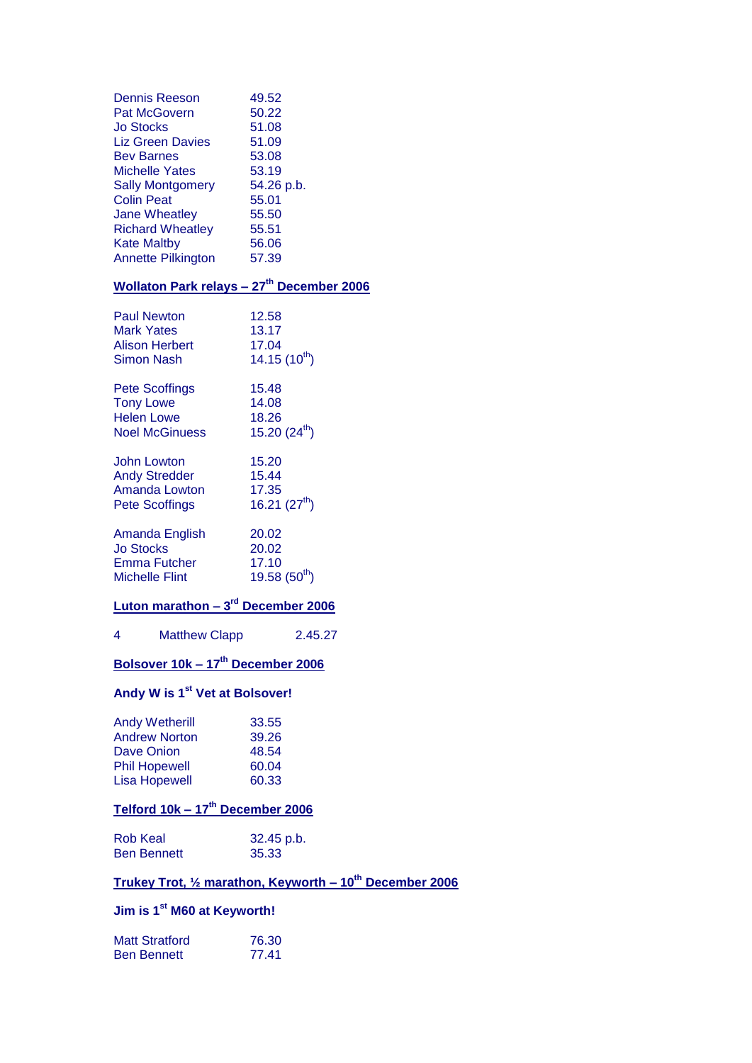| | |
|---|---|
| Dennis Reeson | 49.52 |
| Pat McGovern | 50.22 |
| Jo Stocks | 51.08 |
| Liz Green Davies | 51.09 |
| Bev Barnes | 53.08 |
| Michelle Yates | 53.19 |
| Sally Montgomery | 54.26 p.b. |
| Colin Peat | 55.01 |
| Jane Wheatley | 55.50 |
| Richard Wheatley | 55.51 |
| Kate Maltby | 56.06 |
| Annette Pilkington | 57.39 |

## Wollaton Park relays – 27th December 2006

| | |
|---|---|
| Paul Newton | 12.58 |
| Mark Yates | 13.17 |
| Alison Herbert | 17.04 |
| Simon Nash | 14.15 (10th) |

| | |
|---|---|
| Pete Scoffings | 15.48 |
| Tony Lowe | 14.08 |
| Helen Lowe | 18.26 |
| Noel McGinuess | 15.20 (24th) |

| | |
|---|---|
| John Lowton | 15.20 |
| Andy Stredder | 15.44 |
| Amanda Lowton | 17.35 |
| Pete Scoffings | 16.21 (27th) |

| | |
|---|---|
| Amanda English | 20.02 |
| Jo Stocks | 20.02 |
| Emma Futcher | 17.10 |
| Michelle Flint | 19.58 (50th) |

## Luton marathon – 3rd December 2006

| | | |
|---|---|---|
| 4 | Matthew Clapp | 2.45.27 |

## Bolsover 10k – 17th December 2006

**Andy W is 1st Vet at Bolsover!**

| | |
|---|---|
| Andy Wetherill | 33.55 |
| Andrew Norton | 39.26 |
| Dave Onion | 48.54 |
| Phil Hopewell | 60.04 |
| Lisa Hopewell | 60.33 |

## Telford 10k – 17th December 2006

| | |
|---|---|
| Rob Keal | 32.45 p.b. |
| Ben Bennett | 35.33 |

## Trukey Trot, ½ marathon, Keyworth – 10th December 2006

**Jim is 1st M60 at Keyworth!**

| | |
|---|---|
| Matt Stratford | 76.30 |
| Ben Bennett | 77.41 |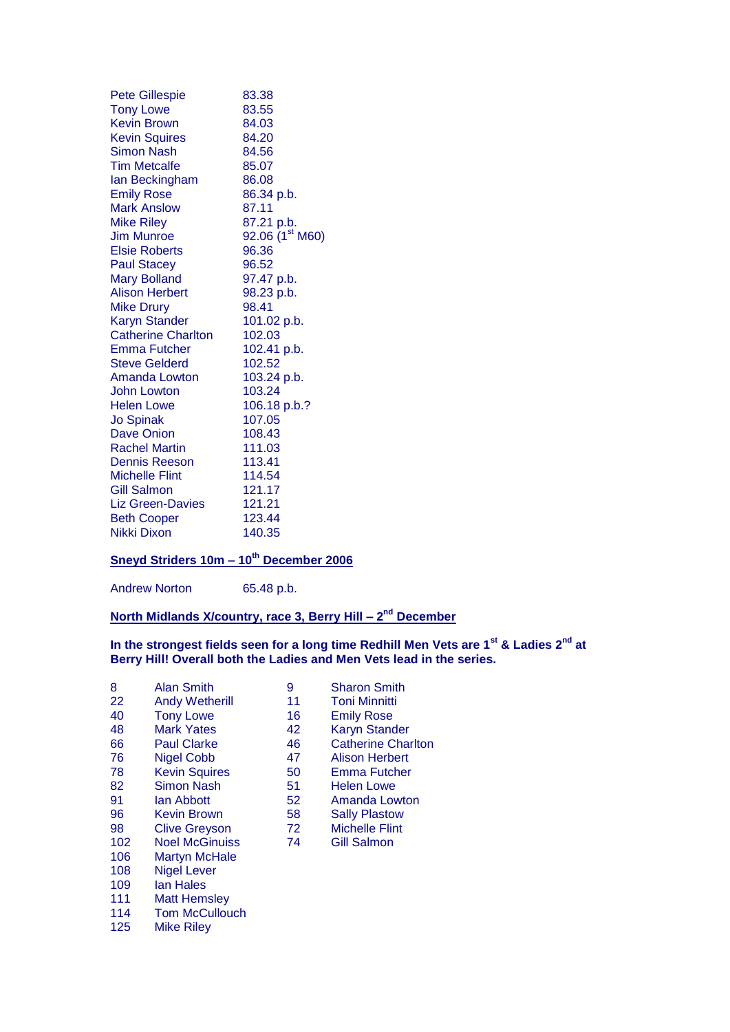| | |
|---|---|
| Pete Gillespie | 83.38 |
| Tony Lowe | 83.55 |
| Kevin Brown | 84.03 |
| Kevin Squires | 84.20 |
| Simon Nash | 84.56 |
| Tim Metcalfe | 85.07 |
| Ian Beckingham | 86.08 |
| Emily Rose | 86.34 p.b. |
| Mark Anslow | 87.11 |
| Mike Riley | 87.21 p.b. |
| Jim Munroe | 92.06 (1st M60) |
| Elsie Roberts | 96.36 |
| Paul Stacey | 96.52 |
| Mary Bolland | 97.47 p.b. |
| Alison Herbert | 98.23 p.b. |
| Mike Drury | 98.41 |
| Karyn Stander | 101.02 p.b. |
| Catherine Charlton | 102.03 |
| Emma Futcher | 102.41 p.b. |
| Steve Gelderd | 102.52 |
| Amanda Lowton | 103.24 p.b. |
| John Lowton | 103.24 |
| Helen Lowe | 106.18 p.b.? |
| Jo Spinak | 107.05 |
| Dave Onion | 108.43 |
| Rachel Martin | 111.03 |
| Dennis Reeson | 113.41 |
| Michelle Flint | 114.54 |
| Gill Salmon | 121.17 |
| Liz Green-Davies | 121.21 |
| Beth Cooper | 123.44 |
| Nikki Dixon | 140.35 |

**Sneyd Striders 10m – 10th December 2006**

Andrew Norton 65.48 p.b.

**North Midlands X/country, race 3, Berry Hill – 2nd December**

**In the strongest fields seen for a long time Redhill Men Vets are 1st & Ladies 2nd at Berry Hill! Overall both the Ladies and Men Vets lead in the series.**

| | | | |
|---|---|---|---|
| 8 | Alan Smith | 9 | Sharon Smith |
| 22 | Andy Wetherill | 11 | Toni Minnitti |
| 40 | Tony Lowe | 16 | Emily Rose |
| 48 | Mark Yates | 42 | Karyn Stander |
| 66 | Paul Clarke | 46 | Catherine Charlton |
| 76 | Nigel Cobb | 47 | Alison Herbert |
| 78 | Kevin Squires | 50 | Emma Futcher |
| 82 | Simon Nash | 51 | Helen Lowe |
| 91 | Ian Abbott | 52 | Amanda Lowton |
| 96 | Kevin Brown | 58 | Sally Plastow |
| 98 | Clive Greyson | 72 | Michelle Flint |
| 102 | Noel McGinuiss | 74 | Gill Salmon |
| 106 | Martyn McHale | | |
| 108 | Nigel Lever | | |
| 109 | Ian Hales | | |
| 111 | Matt Hemsley | | |
| 114 | Tom McCullouch | | |
| 125 | Mike Riley | | |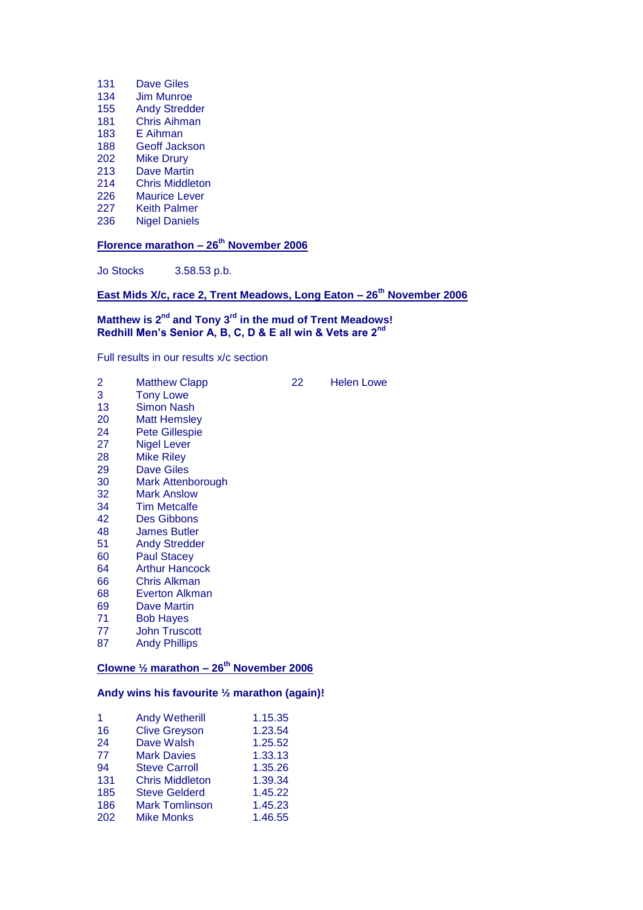| | |
|---|---|
| 131 | Dave Giles |
| 134 | Jim Munroe |
| 155 | Andy Stredder |
| 181 | Chris Aihman |
| 183 | E Aihman |
| 188 | Geoff Jackson |
| 202 | Mike Drury |
| 213 | Dave Martin |
| 214 | Chris Middleton |
| 226 | Maurice Lever |
| 227 | Keith Palmer |
| 236 | Nigel Daniels |

## Florence marathon – 26th November 2006

Jo Stocks 3.58.53 p.b.

## East Mids X/c, race 2, Trent Meadows, Long Eaton – 26th November 2006

**Matthew is 2nd and Tony 3rd in the mud of Trent Meadows!**
**Redhill Men's Senior A, B, C, D & E all win & Vets are 2nd**

Full results in our results x/c section

| | | | |
|---|---|---|---|
| 2 | Matthew Clapp | 22 | Helen Lowe |
| 3 | Tony Lowe | | |
| 13 | Simon Nash | | |
| 20 | Matt Hemsley | | |
| 24 | Pete Gillespie | | |
| 27 | Nigel Lever | | |
| 28 | Mike Riley | | |
| 29 | Dave Giles | | |
| 30 | Mark Attenborough | | |
| 32 | Mark Anslow | | |
| 34 | Tim Metcalfe | | |
| 42 | Des Gibbons | | |
| 48 | James Butler | | |
| 51 | Andy Stredder | | |
| 60 | Paul Stacey | | |
| 64 | Arthur Hancock | | |
| 66 | Chris Alkman | | |
| 68 | Everton Alkman | | |
| 69 | Dave Martin | | |
| 71 | Bob Hayes | | |
| 77 | John Truscott | | |
| 87 | Andy Phillips | | |

## Clowne ½ marathon – 26th November 2006

**Andy wins his favourite ½ marathon (again)!**

| | | |
|---|---|---|
| 1 | Andy Wetherill | 1.15.35 |
| 16 | Clive Greyson | 1.23.54 |
| 24 | Dave Walsh | 1.25.52 |
| 77 | Mark Davies | 1.33.13 |
| 94 | Steve Carroll | 1.35.26 |
| 131 | Chris Middleton | 1.39.34 |
| 185 | Steve Gelderd | 1.45.22 |
| 186 | Mark Tomlinson | 1.45.23 |
| 202 | Mike Monks | 1.46.55 |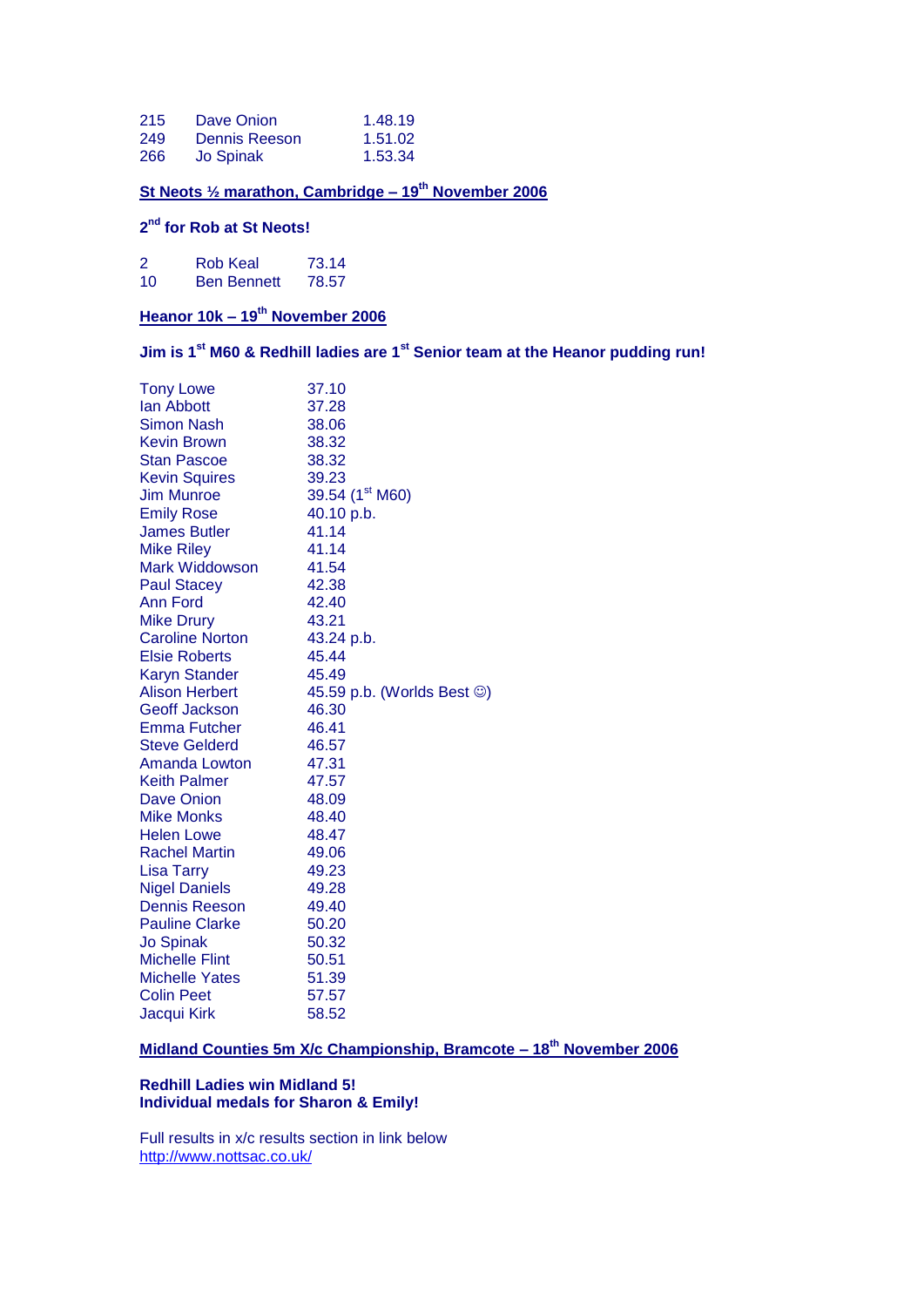| | | |
|---|---|---|
| 215 | Dave Onion | 1.48.19 |
| 249 | Dennis Reeson | 1.51.02 |
| 266 | Jo Spinak | 1.53.34 |

## St Neots ½ marathon, Cambridge – 19th November 2006

**2nd for Rob at St Neots!**

| | | |
|---|---|---|
| 2 | Rob Keal | 73.14 |
| 10 | Ben Bennett | 78.57 |

## Heanor 10k – 19th November 2006

**Jim is 1st M60 & Redhill ladies are 1st Senior team at the Heanor pudding run!**

| | |
|---|---|
| Tony Lowe | 37.10 |
| Ian Abbott | 37.28 |
| Simon Nash | 38.06 |
| Kevin Brown | 38.32 |
| Stan Pascoe | 38.32 |
| Kevin Squires | 39.23 |
| Jim Munroe | 39.54 (1st M60) |
| Emily Rose | 40.10 p.b. |
| James Butler | 41.14 |
| Mike Riley | 41.14 |
| Mark Widdowson | 41.54 |
| Paul Stacey | 42.38 |
| Ann Ford | 42.40 |
| Mike Drury | 43.21 |
| Caroline Norton | 43.24 p.b. |
| Elsie Roberts | 45.44 |
| Karyn Stander | 45.49 |
| Alison Herbert | 45.59 p.b. (Worlds Best ☺) |
| Geoff Jackson | 46.30 |
| Emma Futcher | 46.41 |
| Steve Gelderd | 46.57 |
| Amanda Lowton | 47.31 |
| Keith Palmer | 47.57 |
| Dave Onion | 48.09 |
| Mike Monks | 48.40 |
| Helen Lowe | 48.47 |
| Rachel Martin | 49.06 |
| Lisa Tarry | 49.23 |
| Nigel Daniels | 49.28 |
| Dennis Reeson | 49.40 |
| Pauline Clarke | 50.20 |
| Jo Spinak | 50.32 |
| Michelle Flint | 50.51 |
| Michelle Yates | 51.39 |
| Colin Peet | 57.57 |
| Jacqui Kirk | 58.52 |

## Midland Counties 5m X/c Championship, Bramcote – 18th November 2006

**Redhill Ladies win Midland 5!**
**Individual medals for Sharon & Emily!**

Full results in x/c results section in link below
http://www.nottsac.co.uk/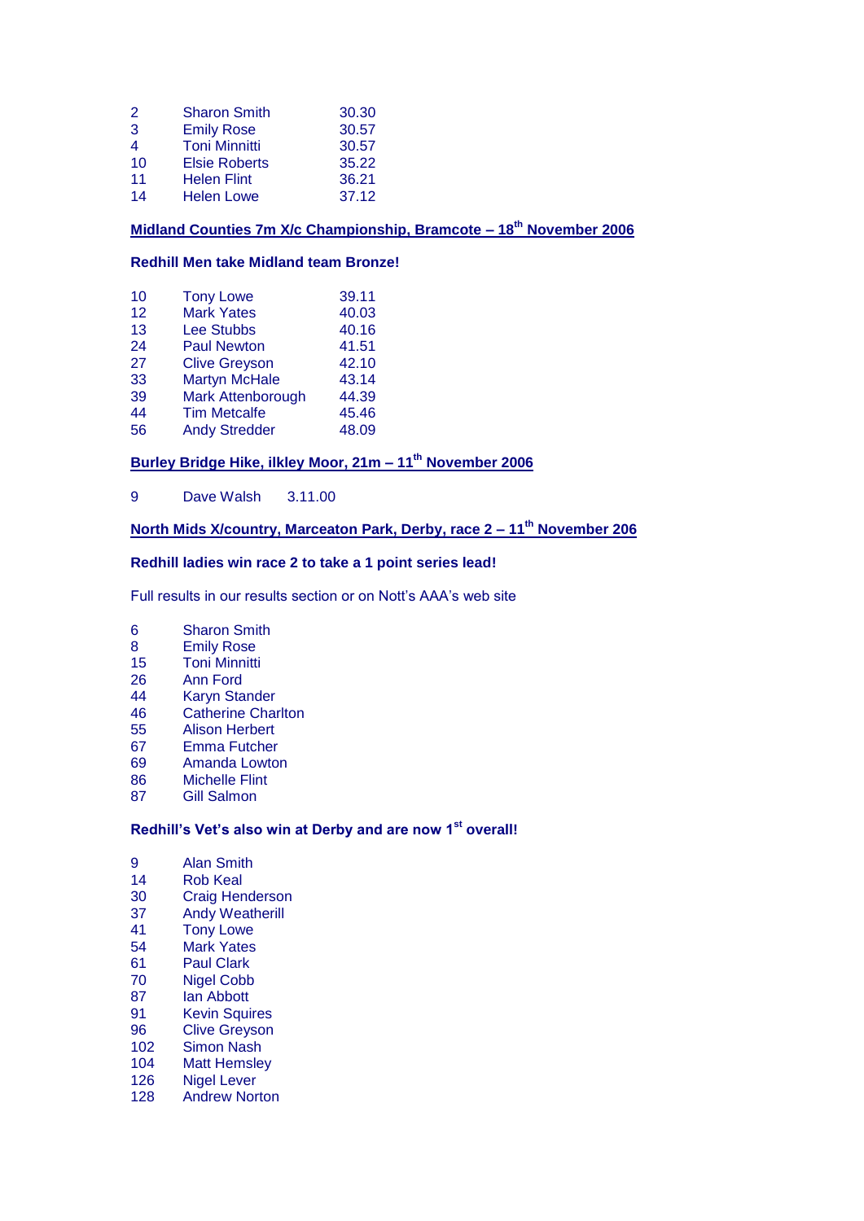| | | |
|---|---|---|
| 2 | Sharon Smith | 30.30 |
| 3 | Emily Rose | 30.57 |
| 4 | Toni Minnitti | 30.57 |
| 10 | Elsie Roberts | 35.22 |
| 11 | Helen Flint | 36.21 |
| 14 | Helen Lowe | 37.12 |

**Midland Counties 7m X/c Championship, Bramcote – 18th November 2006**

**Redhill Men take Midland team Bronze!**

| | | |
|---|---|---|
| 10 | Tony Lowe | 39.11 |
| 12 | Mark Yates | 40.03 |
| 13 | Lee Stubbs | 40.16 |
| 24 | Paul Newton | 41.51 |
| 27 | Clive Greyson | 42.10 |
| 33 | Martyn McHale | 43.14 |
| 39 | Mark Attenborough | 44.39 |
| 44 | Tim Metcalfe | 45.46 |
| 56 | Andy Stredder | 48.09 |

**Burley Bridge Hike, ilkley Moor, 21m – 11th November 2006**

9 Dave Walsh 3.11.00

**North Mids X/country, Marceaton Park, Derby, race 2 – 11th November 206**

**Redhill ladies win race 2 to take a 1 point series lead!**

Full results in our results section or on Nott's AAA's web site

| | |
|---|---|
| 6 | Sharon Smith |
| 8 | Emily Rose |
| 15 | Toni Minnitti |
| 26 | Ann Ford |
| 44 | Karyn Stander |
| 46 | Catherine Charlton |
| 55 | Alison Herbert |
| 67 | Emma Futcher |
| 69 | Amanda Lowton |
| 86 | Michelle Flint |
| 87 | Gill Salmon |

**Redhill's Vet's also win at Derby and are now 1st overall!**

| | |
|---|---|
| 9 | Alan Smith |
| 14 | Rob Keal |
| 30 | Craig Henderson |
| 37 | Andy Weatherill |
| 41 | Tony Lowe |
| 54 | Mark Yates |
| 61 | Paul Clark |
| 70 | Nigel Cobb |
| 87 | Ian Abbott |
| 91 | Kevin Squires |
| 96 | Clive Greyson |
| 102 | Simon Nash |
| 104 | Matt Hemsley |
| 126 | Nigel Lever |
| 128 | Andrew Norton |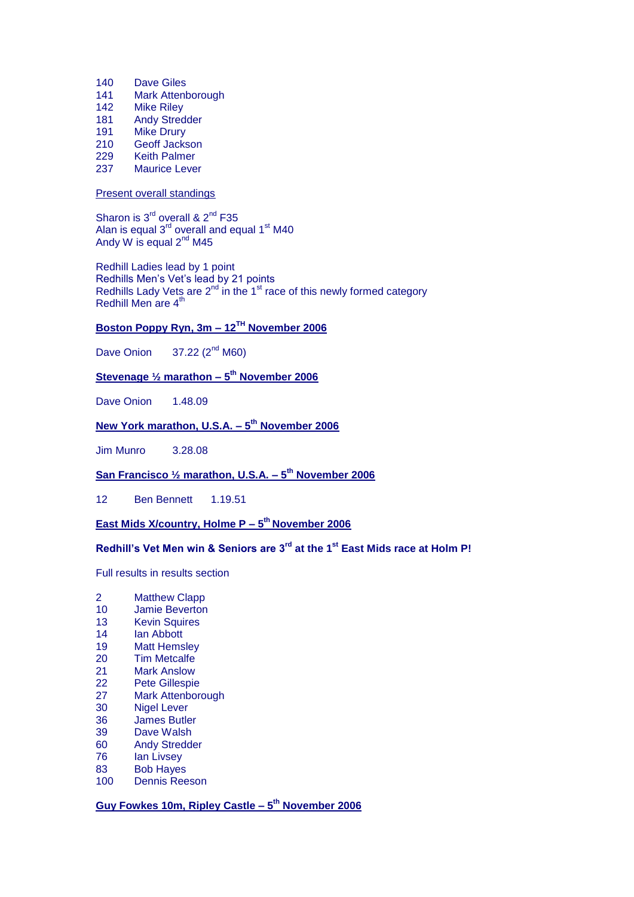| | |
|---|---|
| 140 | Dave Giles |
| 141 | Mark Attenborough |
| 142 | Mike Riley |
| 181 | Andy Stredder |
| 191 | Mike Drury |
| 210 | Geoff Jackson |
| 229 | Keith Palmer |
| 237 | Maurice Lever |

Present overall standings

Sharon is 3rd overall & 2nd F35
Alan is equal 3rd overall and equal 1st M40
Andy W is equal 2nd M45

Redhill Ladies lead by 1 point
Redhills Men's Vet's lead by 21 points
Redhills Lady Vets are 2nd in the 1st race of this newly formed category
Redhill Men are 4th

**Boston Poppy Ryn, 3m – 12TH November 2006**

Dave Onion 37.22 (2nd M60)

**Stevenage ½ marathon – 5th November 2006**

Dave Onion 1.48.09

**New York marathon, U.S.A. – 5th November 2006**

Jim Munro 3.28.08

**San Francisco ½ marathon, U.S.A. – 5th November 2006**

12 Ben Bennett 1.19.51

**East Mids X/country, Holme P – 5th November 2006**

**Redhill's Vet Men win & Seniors are 3rd at the 1st East Mids race at Holm P!**

Full results in results section

| | |
|---|---|
| 2 | Matthew Clapp |
| 10 | Jamie Beverton |
| 13 | Kevin Squires |
| 14 | Ian Abbott |
| 19 | Matt Hemsley |
| 20 | Tim Metcalfe |
| 21 | Mark Anslow |
| 22 | Pete Gillespie |
| 27 | Mark Attenborough |
| 30 | Nigel Lever |
| 36 | James Butler |
| 39 | Dave Walsh |
| 60 | Andy Stredder |
| 76 | Ian Livsey |
| 83 | Bob Hayes |
| 100 | Dennis Reeson |

**Guy Fowkes 10m, Ripley Castle – 5th November 2006**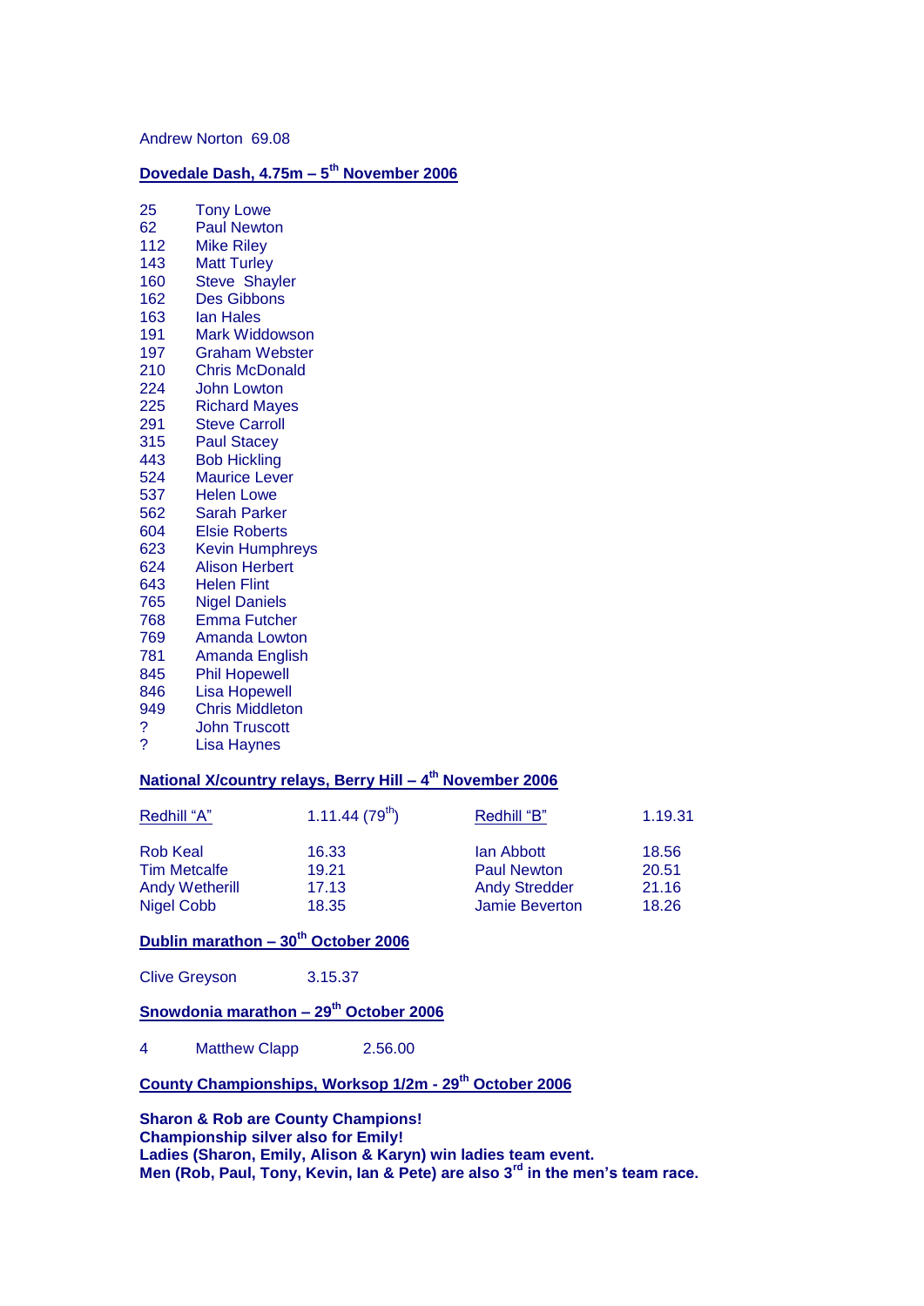Andrew Norton 69.08

## Dovedale Dash, 4.75m – 5th November 2006

| | |
|---|---|
| 25 | Tony Lowe |
| 62 | Paul Newton |
| 112 | Mike Riley |
| 143 | Matt Turley |
| 160 | Steve Shayler |
| 162 | Des Gibbons |
| 163 | Ian Hales |
| 191 | Mark Widdowson |
| 197 | Graham Webster |
| 210 | Chris McDonald |
| 224 | John Lowton |
| 225 | Richard Mayes |
| 291 | Steve Carroll |
| 315 | Paul Stacey |
| 443 | Bob Hickling |
| 524 | Maurice Lever |
| 537 | Helen Lowe |
| 562 | Sarah Parker |
| 604 | Elsie Roberts |
| 623 | Kevin Humphreys |
| 624 | Alison Herbert |
| 643 | Helen Flint |
| 765 | Nigel Daniels |
| 768 | Emma Futcher |
| 769 | Amanda Lowton |
| 781 | Amanda English |
| 845 | Phil Hopewell |
| 846 | Lisa Hopewell |
| 949 | Chris Middleton |
| ? | John Truscott |
| ? | Lisa Haynes |

## National X/country relays, Berry Hill – 4th November 2006

| Redhill "A" | 1.11.44 (79th) | Redhill "B" | 1.19.31 |
|---|---|---|---|
| Rob Keal | 16.33 | Ian Abbott | 18.56 |
| Tim Metcalfe | 19.21 | Paul Newton | 20.51 |
| Andy Wetherill | 17.13 | Andy Stredder | 21.16 |
| Nigel Cobb | 18.35 | Jamie Beverton | 18.26 |

## Dublin marathon – 30th October 2006

Clive Greyson 3.15.37

## Snowdonia marathon – 29th October 2006

4 Matthew Clapp 2.56.00

## County Championships, Worksop 1/2m - 29th October 2006

**Sharon & Rob are County Champions!**
**Championship silver also for Emily!**
**Ladies (Sharon, Emily, Alison & Karyn) win ladies team event.**
**Men (Rob, Paul, Tony, Kevin, Ian & Pete) are also 3rd in the men's team race.**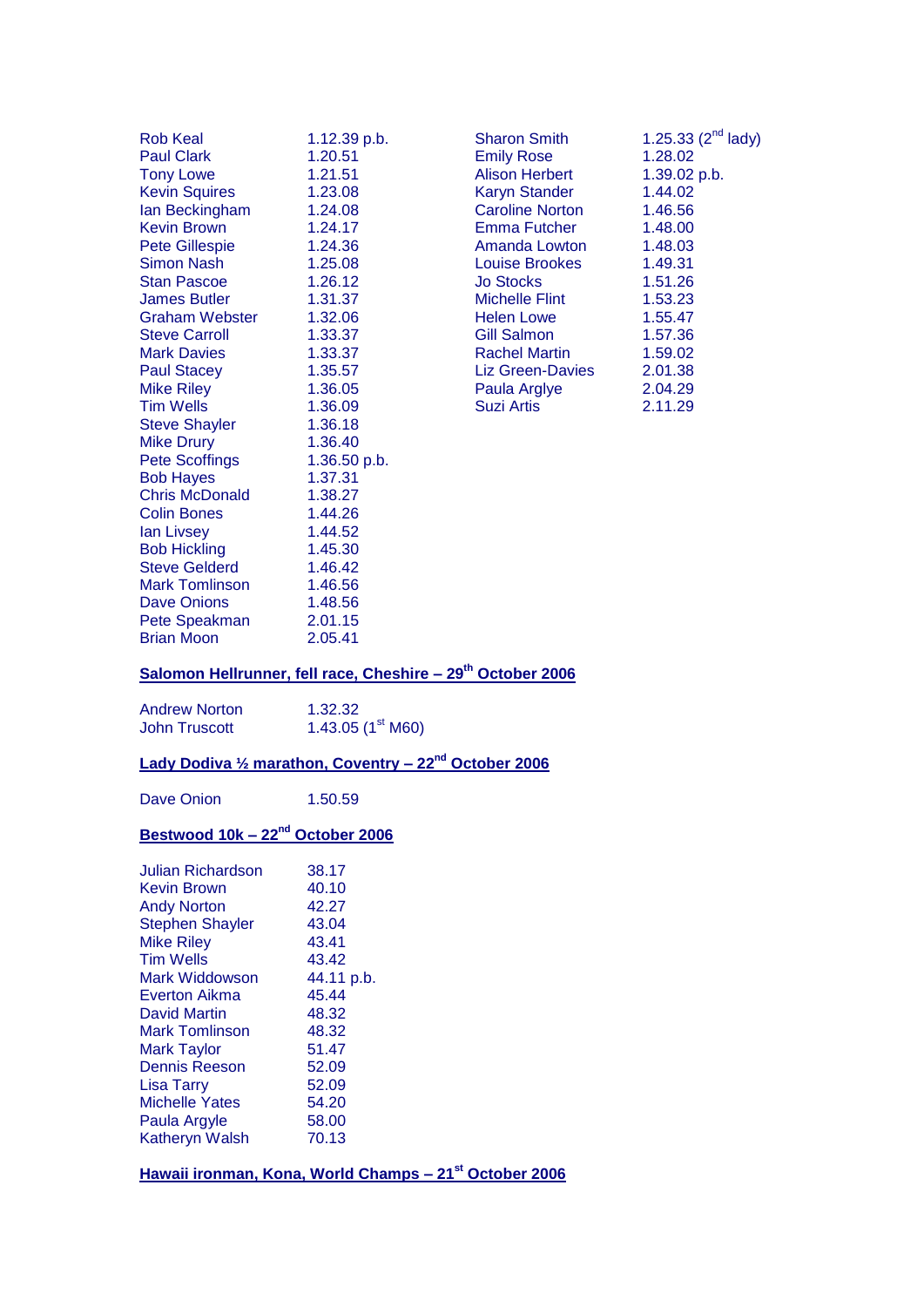| | | | |
|---|---|---|---|
| Rob Keal | 1.12.39 p.b. | Sharon Smith | 1.25.33 (2nd lady) |
| Paul Clark | 1.20.51 | Emily Rose | 1.28.02 |
| Tony Lowe | 1.21.51 | Alison Herbert | 1.39.02 p.b. |
| Kevin Squires | 1.23.08 | Karyn Stander | 1.44.02 |
| Ian Beckingham | 1.24.08 | Caroline Norton | 1.46.56 |
| Kevin Brown | 1.24.17 | Emma Futcher | 1.48.00 |
| Pete Gillespie | 1.24.36 | Amanda Lowton | 1.48.03 |
| Simon Nash | 1.25.08 | Louise Brookes | 1.49.31 |
| Stan Pascoe | 1.26.12 | Jo Stocks | 1.51.26 |
| James Butler | 1.31.37 | Michelle Flint | 1.53.23 |
| Graham Webster | 1.32.06 | Helen Lowe | 1.55.47 |
| Steve Carroll | 1.33.37 | Gill Salmon | 1.57.36 |
| Mark Davies | 1.33.37 | Rachel Martin | 1.59.02 |
| Paul Stacey | 1.35.57 | Liz Green-Davies | 2.01.38 |
| Mike Riley | 1.36.05 | Paula Arglye | 2.04.29 |
| Tim Wells | 1.36.09 | Suzi Artis | 2.11.29 |
| Steve Shayler | 1.36.18 | | |
| Mike Drury | 1.36.40 | | |
| Pete Scoffings | 1.36.50 p.b. | | |
| Bob Hayes | 1.37.31 | | |
| Chris McDonald | 1.38.27 | | |
| Colin Bones | 1.44.26 | | |
| Ian Livsey | 1.44.52 | | |
| Bob Hickling | 1.45.30 | | |
| Steve Gelderd | 1.46.42 | | |
| Mark Tomlinson | 1.46.56 | | |
| Dave Onions | 1.48.56 | | |
| Pete Speakman | 2.01.15 | | |
| Brian Moon | 2.05.41 | | |

## Salomon Hellrunner, fell race, Cheshire – 29th October 2006

| | |
|---|---|
| Andrew Norton | 1.32.32 |
| John Truscott | 1.43.05 (1st M60) |

## Lady Dodiva ½ marathon, Coventry – 22nd October 2006

| | |
|---|---|
| Dave Onion | 1.50.59 |

## Bestwood 10k – 22nd October 2006

| | |
|---|---|
| Julian Richardson | 38.17 |
| Kevin Brown | 40.10 |
| Andy Norton | 42.27 |
| Stephen Shayler | 43.04 |
| Mike Riley | 43.41 |
| Tim Wells | 43.42 |
| Mark Widdowson | 44.11 p.b. |
| Everton Aikma | 45.44 |
| David Martin | 48.32 |
| Mark Tomlinson | 48.32 |
| Mark Taylor | 51.47 |
| Dennis Reeson | 52.09 |
| Lisa Tarry | 52.09 |
| Michelle Yates | 54.20 |
| Paula Argyle | 58.00 |
| Katheryn Walsh | 70.13 |

## Hawaii ironman, Kona, World Champs – 21st October 2006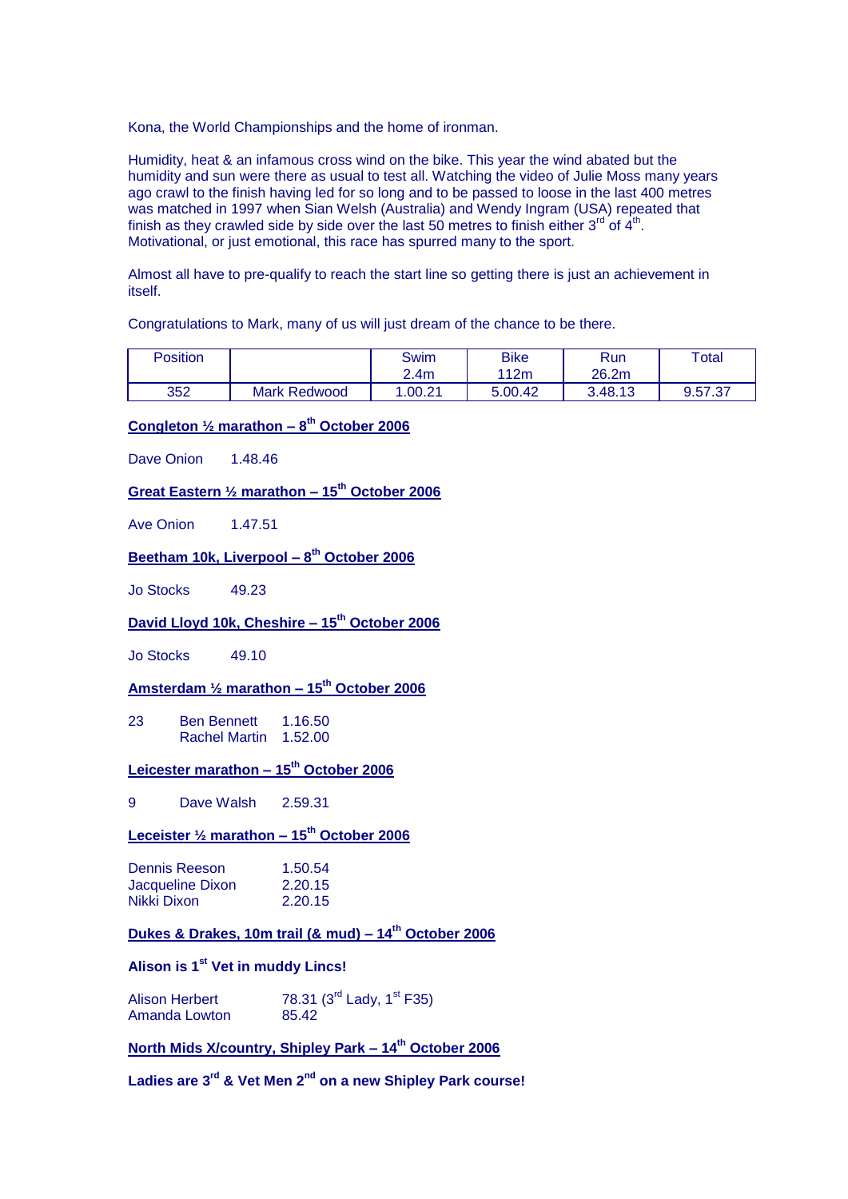Kona, the World Championships and the home of ironman.

Humidity, heat & an infamous cross wind on the bike. This year the wind abated but the humidity and sun were there as usual to test all. Watching the video of Julie Moss many years ago crawl to the finish having led for so long and to be passed to loose in the last 400 metres was matched in 1997 when Sian Welsh (Australia) and Wendy Ingram (USA) repeated that finish as they crawled side by side over the last 50 metres to finish either 3rd of 4th. Motivational, or just emotional, this race has spurred many to the sport.

Almost all have to pre-qualify to reach the start line so getting there is just an achievement in itself.

Congratulations to Mark, many of us will just dream of the chance to be there.

| Position | | Swim 2.4m | Bike 112m | Run 26.2m | Total |
|---|---|---|---|---|---|
| 352 | Mark Redwood | 1.00.21 | 5.00.42 | 3.48.13 | 9.57.37 |

**Congleton ½ marathon – 8th October 2006**

Dave Onion 1.48.46

**Great Eastern ½ marathon – 15th October 2006**

Ave Onion 1.47.51

**Beetham 10k, Liverpool – 8th October 2006**

Jo Stocks 49.23

**David Lloyd 10k, Cheshire – 15th October 2006**

Jo Stocks 49.10

**Amsterdam ½ marathon – 15th October 2006**

| | | |
|---|---|---|
| 23 | Ben Bennett | 1.16.50 |
| | Rachel Martin | 1.52.00 |

**Leicester marathon – 15th October 2006**

9 Dave Walsh 2.59.31

**Leceister ½ marathon – 15th October 2006**

| | |
|---|---|
| Dennis Reeson | 1.50.54 |
| Jacqueline Dixon | 2.20.15 |
| Nikki Dixon | 2.20.15 |

**Dukes & Drakes, 10m trail (& mud) – 14th October 2006**

**Alison is 1st Vet in muddy Lincs!**

| | |
|---|---|
| Alison Herbert | 78.31 (3rd Lady, 1st F35) |
| Amanda Lowton | 85.42 |

**North Mids X/country, Shipley Park – 14th October 2006**

**Ladies are 3rd & Vet Men 2nd on a new Shipley Park course!**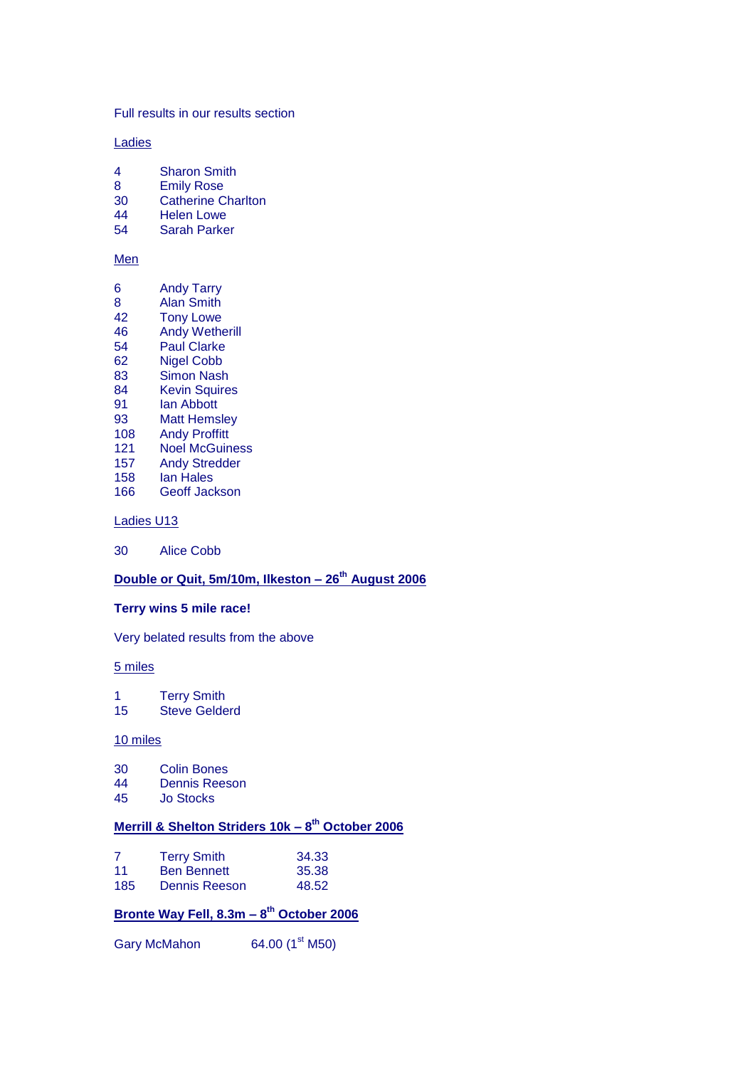Full results in our results section

Ladies

| | |
|---|---|
| 4 | Sharon Smith |
| 8 | Emily Rose |
| 30 | Catherine Charlton |
| 44 | Helen Lowe |
| 54 | Sarah Parker |

Men

| | |
|---|---|
| 6 | Andy Tarry |
| 8 | Alan Smith |
| 42 | Tony Lowe |
| 46 | Andy Wetherill |
| 54 | Paul Clarke |
| 62 | Nigel Cobb |
| 83 | Simon Nash |
| 84 | Kevin Squires |
| 91 | Ian Abbott |
| 93 | Matt Hemsley |
| 108 | Andy Proffitt |
| 121 | Noel McGuiness |
| 157 | Andy Stredder |
| 158 | Ian Hales |
| 166 | Geoff Jackson |

Ladies U13

| | |
|---|---|
| 30 | Alice Cobb |

## Double or Quit, 5m/10m, Ilkeston – 26th August 2006

**Terry wins 5 mile race!**

Very belated results from the above

5 miles

| | |
|---|---|
| 1 | Terry Smith |
| 15 | Steve Gelderd |

10 miles

| | |
|---|---|
| 30 | Colin Bones |
| 44 | Dennis Reeson |
| 45 | Jo Stocks |

## Merrill & Shelton Striders 10k – 8th October 2006

| | | |
|---|---|---|
| 7 | Terry Smith | 34.33 |
| 11 | Ben Bennett | 35.38 |
| 185 | Dennis Reeson | 48.52 |

## Bronte Way Fell, 8.3m – 8th October 2006

Gary McMahon 64.00 (1st M50)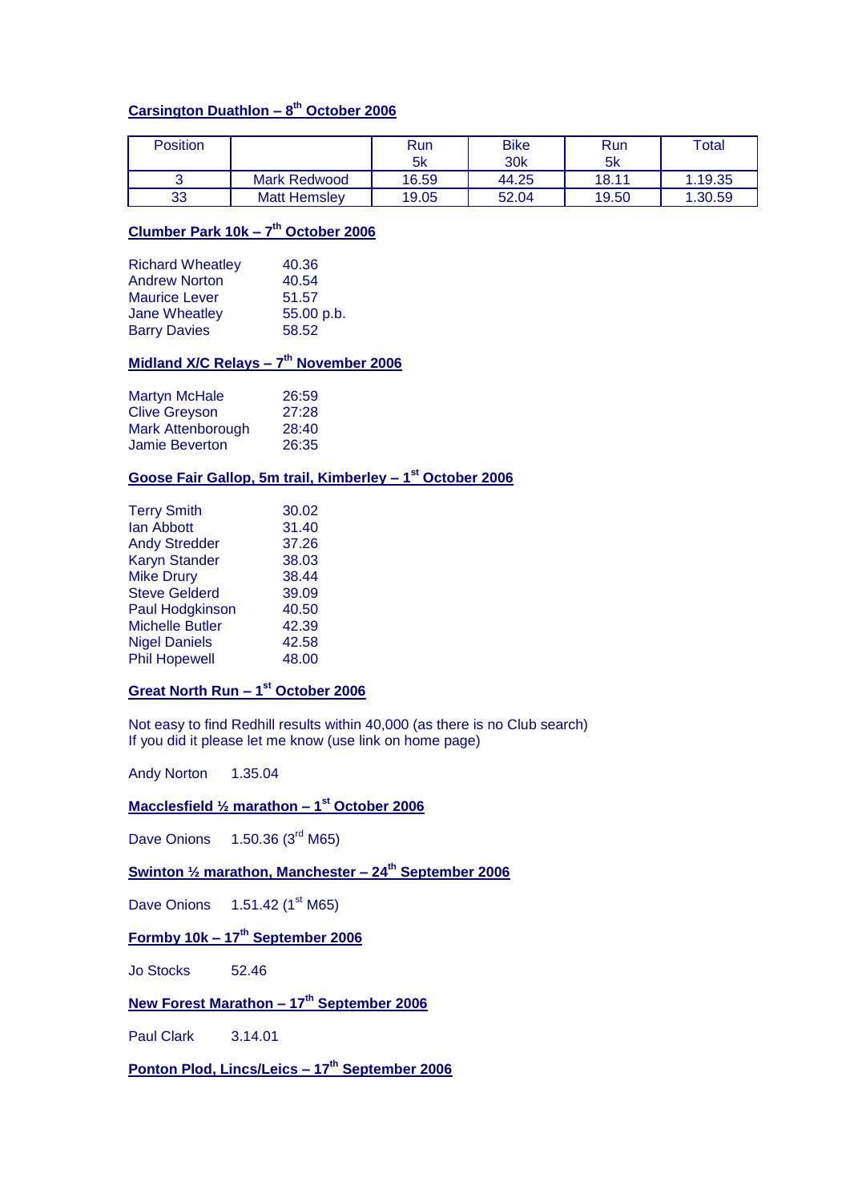**Carsington Duathlon – 8th October 2006**

| Position | | Run 5k | Bike 30k | Run 5k | Total |
|---|---|---|---|---|---|
| 3 | Mark Redwood | 16.59 | 44.25 | 18.11 | 1.19.35 |
| 33 | Matt Hemsley | 19.05 | 52.04 | 19.50 | 1.30.59 |

**Clumber Park 10k – 7th October 2006**

| | |
|---|---|
| Richard Wheatley | 40.36 |
| Andrew Norton | 40.54 |
| Maurice Lever | 51.57 |
| Jane Wheatley | 55.00 p.b. |
| Barry Davies | 58.52 |

**Midland X/C Relays – 7th November 2006**

| | |
|---|---|
| Martyn McHale | 26:59 |
| Clive Greyson | 27:28 |
| Mark Attenborough | 28:40 |
| Jamie Beverton | 26:35 |

**Goose Fair Gallop, 5m trail, Kimberley – 1st October 2006**

| | |
|---|---|
| Terry Smith | 30.02 |
| Ian Abbott | 31.40 |
| Andy Stredder | 37.26 |
| Karyn Stander | 38.03 |
| Mike Drury | 38.44 |
| Steve Gelderd | 39.09 |
| Paul Hodgkinson | 40.50 |
| Michelle Butler | 42.39 |
| Nigel Daniels | 42.58 |
| Phil Hopewell | 48.00 |

**Great North Run – 1st October 2006**

Not easy to find Redhill results within 40,000 (as there is no Club search)
If you did it please let me know (use link on home page)

Andy Norton 1.35.04

**Macclesfield ½ marathon – 1st October 2006**

Dave Onions 1.50.36 (3rd M65)

**Swinton ½ marathon, Manchester – 24th September 2006**

Dave Onions 1.51.42 (1st M65)

**Formby 10k – 17th September 2006**

Jo Stocks 52.46

**New Forest Marathon – 17th September 2006**

Paul Clark 3.14.01

**Ponton Plod, Lincs/Leics – 17th September 2006**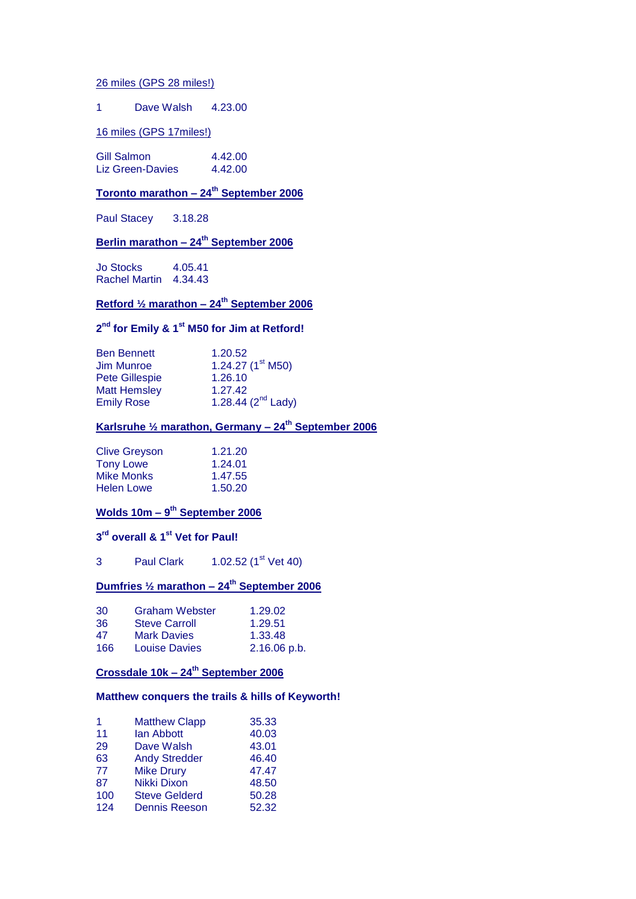26 miles (GPS 28 miles!)

| | | |
|---|---|---|
| 1 | Dave Walsh | 4.23.00 |

16 miles (GPS 17miles!)

| | |
|---|---|
| Gill Salmon | 4.42.00 |
| Liz Green-Davies | 4.42.00 |

## Toronto marathon – 24th September 2006

| | |
|---|---|
| Paul Stacey | 3.18.28 |

## Berlin marathon – 24th September 2006

| | |
|---|---|
| Jo Stocks | 4.05.41 |
| Rachel Martin | 4.34.43 |

## Retford ½ marathon – 24th September 2006

**2nd for Emily & 1st M50 for Jim at Retford!**

| | |
|---|---|
| Ben Bennett | 1.20.52 |
| Jim Munroe | 1.24.27 (1st M50) |
| Pete Gillespie | 1.26.10 |
| Matt Hemsley | 1.27.42 |
| Emily Rose | 1.28.44 (2nd Lady) |

## Karlsruhe ½ marathon, Germany – 24th September 2006

| | |
|---|---|
| Clive Greyson | 1.21.20 |
| Tony Lowe | 1.24.01 |
| Mike Monks | 1.47.55 |
| Helen Lowe | 1.50.20 |

## Wolds 10m – 9th September 2006

**3rd overall & 1st Vet for Paul!**

| | | |
|---|---|---|
| 3 | Paul Clark | 1.02.52 (1st Vet 40) |

## Dumfries ½ marathon – 24th September 2006

| | | |
|---|---|---|
| 30 | Graham Webster | 1.29.02 |
| 36 | Steve Carroll | 1.29.51 |
| 47 | Mark Davies | 1.33.48 |
| 166 | Louise Davies | 2.16.06 p.b. |

## Crossdale 10k – 24th September 2006

**Matthew conquers the trails & hills of Keyworth!**

| | | |
|---|---|---|
| 1 | Matthew Clapp | 35.33 |
| 11 | Ian Abbott | 40.03 |
| 29 | Dave Walsh | 43.01 |
| 63 | Andy Stredder | 46.40 |
| 77 | Mike Drury | 47.47 |
| 87 | Nikki Dixon | 48.50 |
| 100 | Steve Gelderd | 50.28 |
| 124 | Dennis Reeson | 52.32 |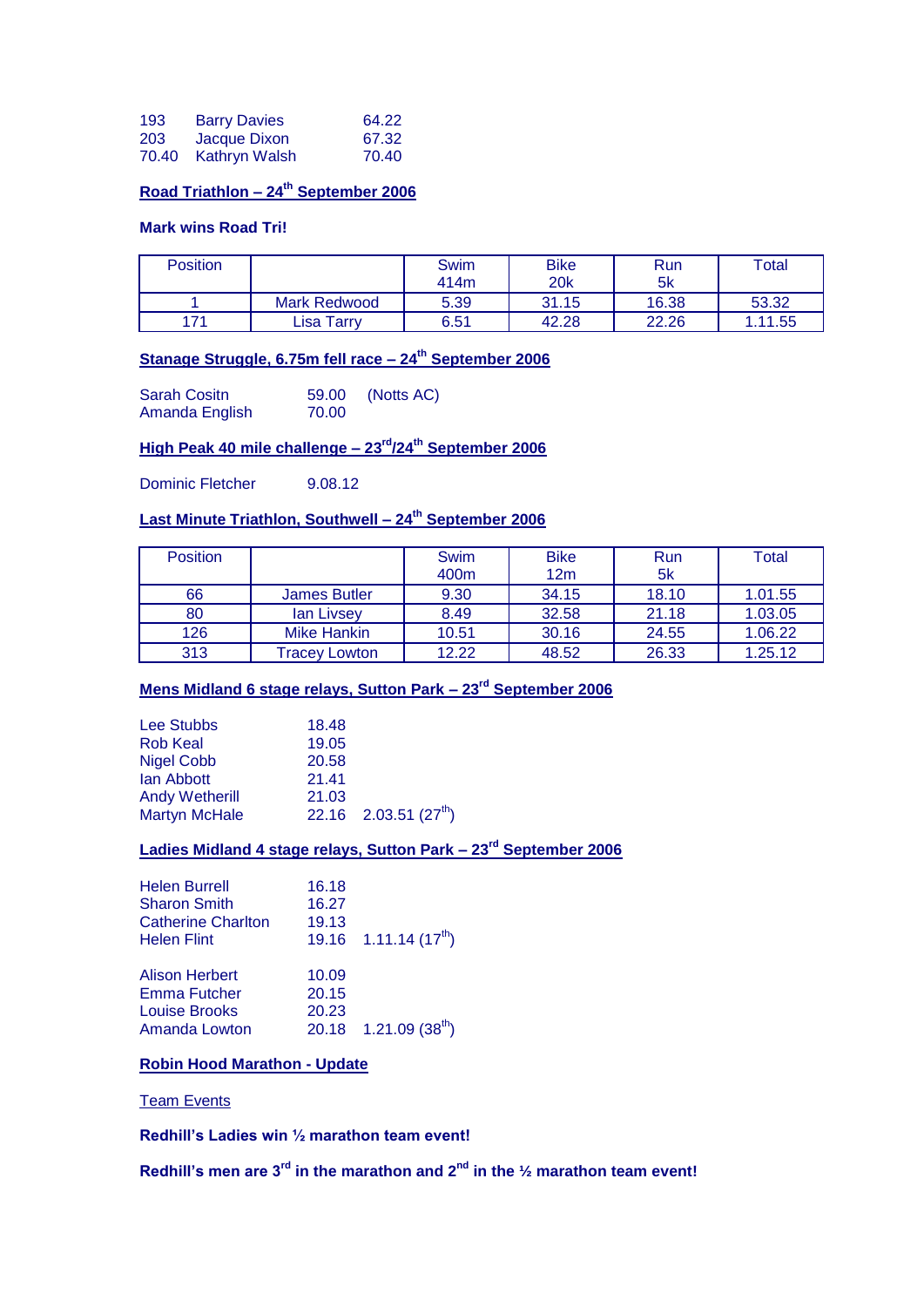| | | |
|---|---|---|
| 193 | Barry Davies | 64.22 |
| 203 | Jacque Dixon | 67.32 |
| 70.40 | Kathryn Walsh | 70.40 |

**Road Triathlon – 24th September 2006**

**Mark wins Road Tri!**

| Position | | Swim 414m | Bike 20k | Run 5k | Total |
|---|---|---|---|---|---|
| 1 | Mark Redwood | 5.39 | 31.15 | 16.38 | 53.32 |
| 171 | Lisa Tarry | 6.51 | 42.28 | 22.26 | 1.11.55 |

**Stanage Struggle, 6.75m fell race – 24th September 2006**

| | | |
|---|---|---|
| Sarah Cositn | 59.00 | (Notts AC) |
| Amanda English | 70.00 | |

**High Peak 40 mile challenge – 23rd/24th September 2006**

Dominic Fletcher 9.08.12

**Last Minute Triathlon, Southwell – 24th September 2006**

| Position | | Swim 400m | Bike 12m | Run 5k | Total |
|---|---|---|---|---|---|
| 66 | James Butler | 9.30 | 34.15 | 18.10 | 1.01.55 |
| 80 | Ian Livsey | 8.49 | 32.58 | 21.18 | 1.03.05 |
| 126 | Mike Hankin | 10.51 | 30.16 | 24.55 | 1.06.22 |
| 313 | Tracey Lowton | 12.22 | 48.52 | 26.33 | 1.25.12 |

**Mens Midland 6 stage relays, Sutton Park – 23rd September 2006**

| | | |
|---|---|---|
| Lee Stubbs | 18.48 | |
| Rob Keal | 19.05 | |
| Nigel Cobb | 20.58 | |
| Ian Abbott | 21.41 | |
| Andy Wetherill | 21.03 | |
| Martyn McHale | 22.16 | 2.03.51 (27th) |

**Ladies Midland 4 stage relays, Sutton Park – 23rd September 2006**

| | | |
|---|---|---|
| Helen Burrell | 16.18 | |
| Sharon Smith | 16.27 | |
| Catherine Charlton | 19.13 | |
| Helen Flint | 19.16 | 1.11.14 (17th) |

| | | |
|---|---|---|
| Alison Herbert | 10.09 | |
| Emma Futcher | 20.15 | |
| Louise Brooks | 20.23 | |
| Amanda Lowton | 20.18 | 1.21.09 (38th) |

**Robin Hood Marathon - Update**

Team Events

**Redhill's Ladies win ½ marathon team event!**

**Redhill's men are 3rd in the marathon and 2nd in the ½ marathon team event!**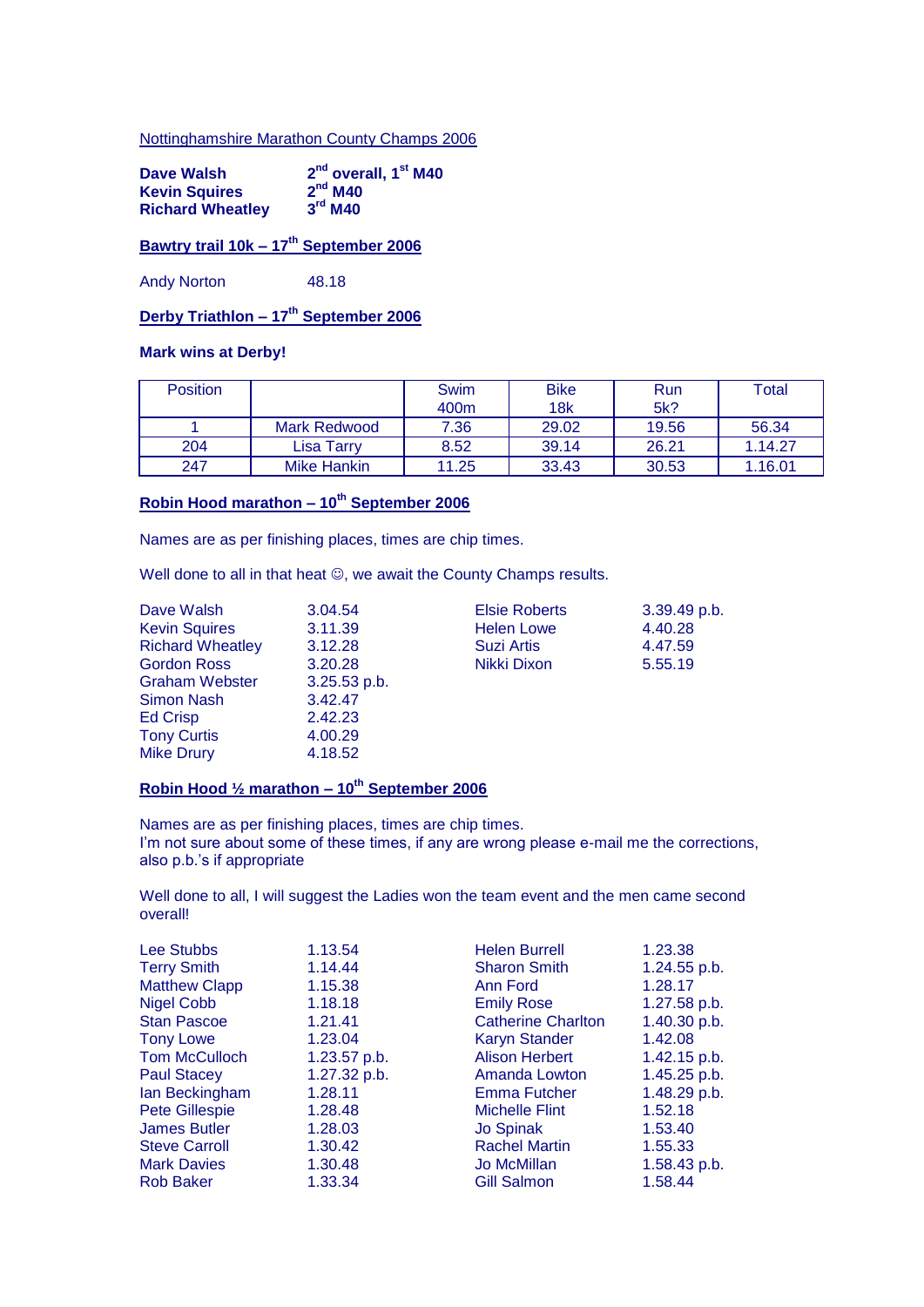Nottinghamshire Marathon County Champs 2006

**Dave Walsh** — **2nd overall, 1st M40**
**Kevin Squires** — **2nd M40**
**Richard Wheatley** — **3rd M40**

## Bawtry trail 10k – 17th September 2006

Andy Norton 48.18

## Derby Triathlon – 17th September 2006

**Mark wins at Derby!**

| Position | | Swim 400m | Bike 18k | Run 5k? | Total |
|---|---|---|---|---|---|
| 1 | Mark Redwood | 7.36 | 29.02 | 19.56 | 56.34 |
| 204 | Lisa Tarry | 8.52 | 39.14 | 26.21 | 1.14.27 |
| 247 | Mike Hankin | 11.25 | 33.43 | 30.53 | 1.16.01 |

## Robin Hood marathon – 10th September 2006

Names are as per finishing places, times are chip times.

Well done to all in that heat ☺, we await the County Champs results.

| | | | |
|---|---|---|---|
| Dave Walsh | 3.04.54 | Elsie Roberts | 3.39.49 p.b. |
| Kevin Squires | 3.11.39 | Helen Lowe | 4.40.28 |
| Richard Wheatley | 3.12.28 | Suzi Artis | 4.47.59 |
| Gordon Ross | 3.20.28 | Nikki Dixon | 5.55.19 |
| Graham Webster | 3.25.53 p.b. | | |
| Simon Nash | 3.42.47 | | |
| Ed Crisp | 2.42.23 | | |
| Tony Curtis | 4.00.29 | | |
| Mike Drury | 4.18.52 | | |

## Robin Hood ½ marathon – 10th September 2006

Names are as per finishing places, times are chip times.
I'm not sure about some of these times, if any are wrong please e-mail me the corrections, also p.b.'s if appropriate

Well done to all, I will suggest the Ladies won the team event and the men came second overall!

| | | | |
|---|---|---|---|
| Lee Stubbs | 1.13.54 | Helen Burrell | 1.23.38 |
| Terry Smith | 1.14.44 | Sharon Smith | 1.24.55 p.b. |
| Matthew Clapp | 1.15.38 | Ann Ford | 1.28.17 |
| Nigel Cobb | 1.18.18 | Emily Rose | 1.27.58 p.b. |
| Stan Pascoe | 1.21.41 | Catherine Charlton | 1.40.30 p.b. |
| Tony Lowe | 1.23.04 | Karyn Stander | 1.42.08 |
| Tom McCulloch | 1.23.57 p.b. | Alison Herbert | 1.42.15 p.b. |
| Paul Stacey | 1.27.32 p.b. | Amanda Lowton | 1.45.25 p.b. |
| Ian Beckingham | 1.28.11 | Emma Futcher | 1.48.29 p.b. |
| Pete Gillespie | 1.28.48 | Michelle Flint | 1.52.18 |
| James Butler | 1.28.03 | Jo Spinak | 1.53.40 |
| Steve Carroll | 1.30.42 | Rachel Martin | 1.55.33 |
| Mark Davies | 1.30.48 | Jo McMillan | 1.58.43 p.b. |
| Rob Baker | 1.33.34 | Gill Salmon | 1.58.44 |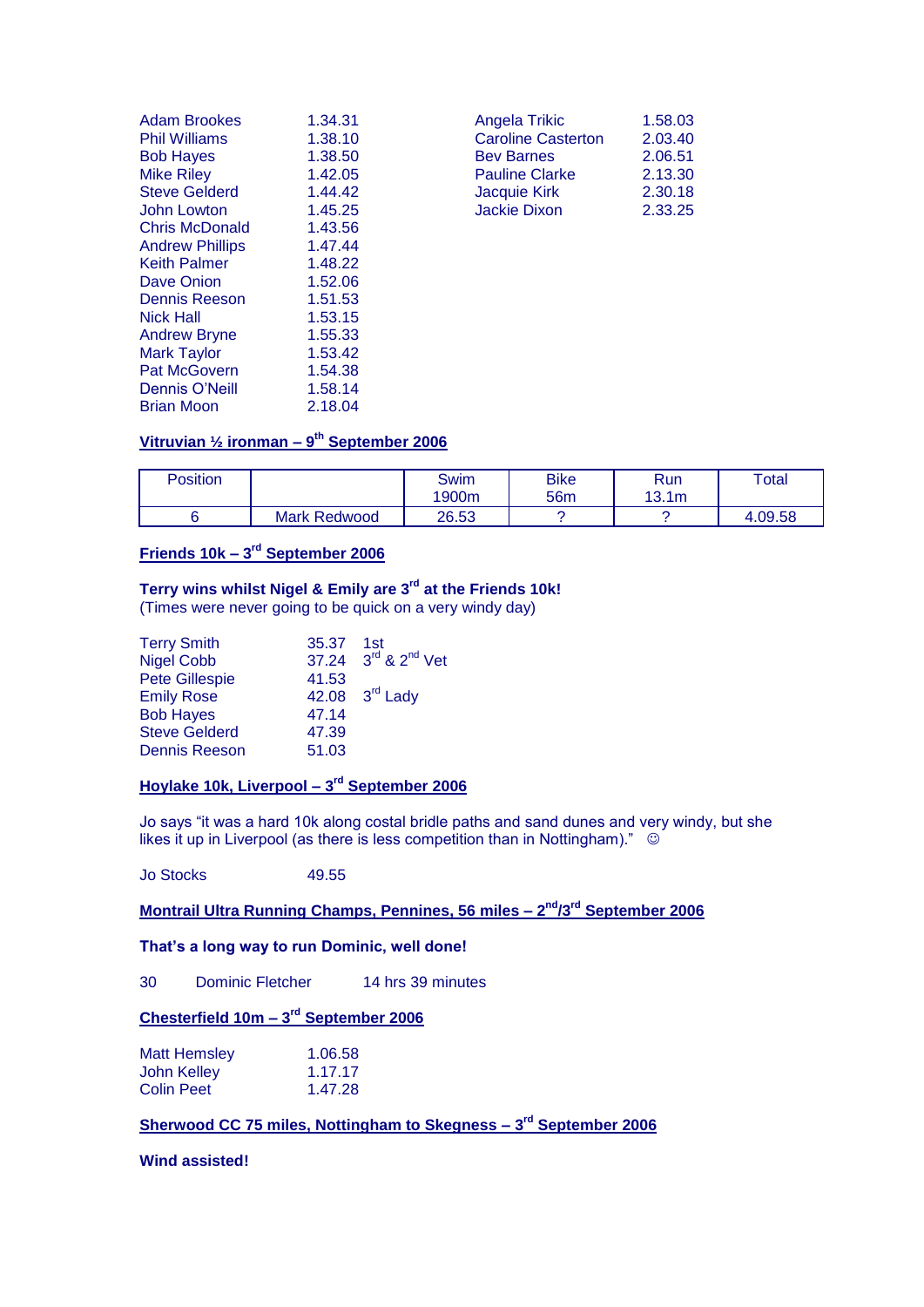| | |
|---|---|
| Adam Brookes | 1.34.31 |
| Phil Williams | 1.38.10 |
| Bob Hayes | 1.38.50 |
| Mike Riley | 1.42.05 |
| Steve Gelderd | 1.44.42 |
| John Lowton | 1.45.25 |
| Chris McDonald | 1.43.56 |
| Andrew Phillips | 1.47.44 |
| Keith Palmer | 1.48.22 |
| Dave Onion | 1.52.06 |
| Dennis Reeson | 1.51.53 |
| Nick Hall | 1.53.15 |
| Andrew Bryne | 1.55.33 |
| Mark Taylor | 1.53.42 |
| Pat McGovern | 1.54.38 |
| Dennis O'Neill | 1.58.14 |
| Brian Moon | 2.18.04 |

| | |
|---|---|
| Angela Trikic | 1.58.03 |
| Caroline Casterton | 2.03.40 |
| Bev Barnes | 2.06.51 |
| Pauline Clarke | 2.13.30 |
| Jacquie Kirk | 2.30.18 |
| Jackie Dixon | 2.33.25 |

## Vitruvian ½ ironman – 9th September 2006

| Position | | Swim 1900m | Bike 56m | Run 13.1m | Total |
|---|---|---|---|---|---|
| 6 | Mark Redwood | 26.53 | ? | ? | 4.09.58 |

## Friends 10k – 3rd September 2006

**Terry wins whilst Nigel & Emily are 3rd at the Friends 10k!**
(Times were never going to be quick on a very windy day)

| | | |
|---|---|---|
| Terry Smith | 35.37 | 1st |
| Nigel Cobb | 37.24 | 3rd & 2nd Vet |
| Pete Gillespie | 41.53 | |
| Emily Rose | 42.08 | 3rd Lady |
| Bob Hayes | 47.14 | |
| Steve Gelderd | 47.39 | |
| Dennis Reeson | 51.03 | |

## Hoylake 10k, Liverpool – 3rd September 2006

Jo says "it was a hard 10k along costal bridle paths and sand dunes and very windy, but she likes it up in Liverpool (as there is less competition than in Nottingham)." ☺

Jo Stocks 49.55

## Montrail Ultra Running Champs, Pennines, 56 miles – 2nd/3rd September 2006

**That's a long way to run Dominic, well done!**

30 Dominic Fletcher 14 hrs 39 minutes

## Chesterfield 10m – 3rd September 2006

| | |
|---|---|
| Matt Hemsley | 1.06.58 |
| John Kelley | 1.17.17 |
| Colin Peet | 1.47.28 |

## Sherwood CC 75 miles, Nottingham to Skegness – 3rd September 2006

**Wind assisted!**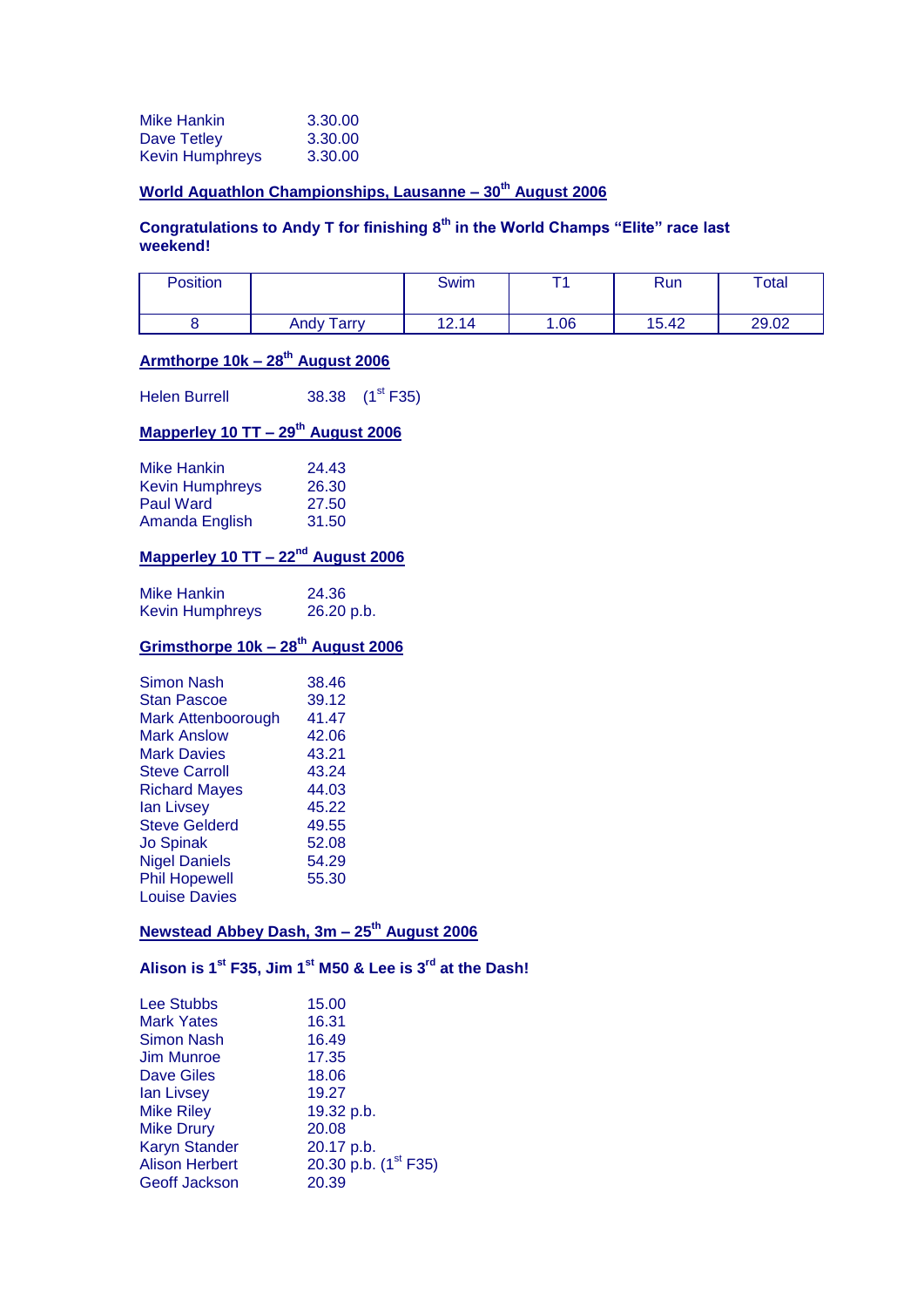| | |
|---|---|
| Mike Hankin | 3.30.00 |
| Dave Tetley | 3.30.00 |
| Kevin Humphreys | 3.30.00 |

**World Aquathlon Championships, Lausanne – 30th August 2006**

**Congratulations to Andy T for finishing 8th in the World Champs "Elite" race last weekend!**

| Position | | Swim | T1 | Run | Total |
|---|---|---|---|---|---|
| 8 | Andy Tarry | 12.14 | 1.06 | 15.42 | 29.02 |

**Armthorpe 10k – 28th August 2006**

Helen Burrell 38.38 (1st F35)

**Mapperley 10 TT – 29th August 2006**

| | |
|---|---|
| Mike Hankin | 24.43 |
| Kevin Humphreys | 26.30 |
| Paul Ward | 27.50 |
| Amanda English | 31.50 |

**Mapperley 10 TT – 22nd August 2006**

| | |
|---|---|
| Mike Hankin | 24.36 |
| Kevin Humphreys | 26.20 p.b. |

**Grimsthorpe 10k – 28th August 2006**

| | |
|---|---|
| Simon Nash | 38.46 |
| Stan Pascoe | 39.12 |
| Mark Attenboorough | 41.47 |
| Mark Anslow | 42.06 |
| Mark Davies | 43.21 |
| Steve Carroll | 43.24 |
| Richard Mayes | 44.03 |
| Ian Livsey | 45.22 |
| Steve Gelderd | 49.55 |
| Jo Spinak | 52.08 |
| Nigel Daniels | 54.29 |
| Phil Hopewell | 55.30 |
| Louise Davies | |

**Newstead Abbey Dash, 3m – 25th August 2006**

**Alison is 1st F35, Jim 1st M50 & Lee is 3rd at the Dash!**

| | |
|---|---|
| Lee Stubbs | 15.00 |
| Mark Yates | 16.31 |
| Simon Nash | 16.49 |
| Jim Munroe | 17.35 |
| Dave Giles | 18.06 |
| Ian Livsey | 19.27 |
| Mike Riley | 19.32 p.b. |
| Mike Drury | 20.08 |
| Karyn Stander | 20.17 p.b. |
| Alison Herbert | 20.30 p.b. (1st F35) |
| Geoff Jackson | 20.39 |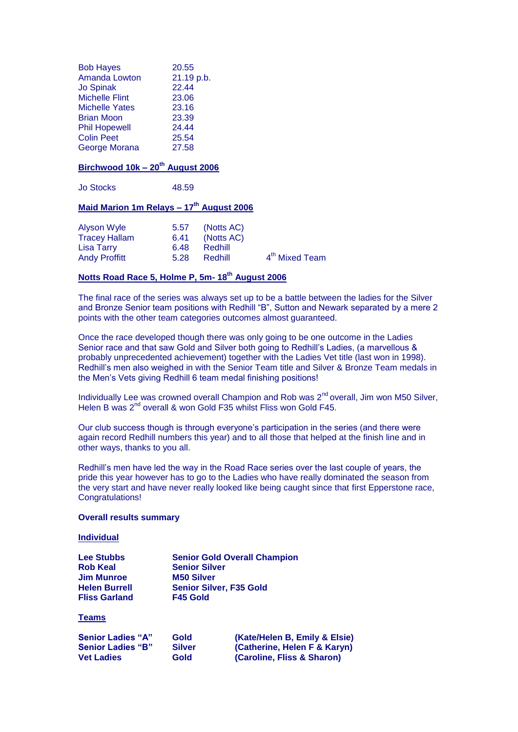| | |
|---|---|
| Bob Hayes | 20.55 |
| Amanda Lowton | 21.19 p.b. |
| Jo Spinak | 22.44 |
| Michelle Flint | 23.06 |
| Michelle Yates | 23.16 |
| Brian Moon | 23.39 |
| Phil Hopewell | 24.44 |
| Colin Peet | 25.54 |
| George Morana | 27.58 |

**Birchwood 10k – 20th August 2006**

| | |
|---|---|
| Jo Stocks | 48.59 |

**Maid Marion 1m Relays – 17th August 2006**

| | | | |
|---|---|---|---|
| Alyson Wyle | 5.57 | (Notts AC) | |
| Tracey Hallam | 6.41 | (Notts AC) | |
| Lisa Tarry | 6.48 | Redhill | |
| Andy Proffitt | 5.28 | Redhill | 4th Mixed Team |

**Notts Road Race 5, Holme P, 5m- 18th August 2006**

The final race of the series was always set up to be a battle between the ladies for the Silver and Bronze Senior team positions with Redhill "B", Sutton and Newark separated by a mere 2 points with the other team categories outcomes almost guaranteed.

Once the race developed though there was only going to be one outcome in the Ladies Senior race and that saw Gold and Silver both going to Redhill's Ladies, (a marvellous & probably unprecedented achievement) together with the Ladies Vet title (last won in 1998). Redhill's men also weighed in with the Senior Team title and Silver & Bronze Team medals in the Men's Vets giving Redhill 6 team medal finishing positions!

Individually Lee was crowned overall Champion and Rob was 2nd overall, Jim won M50 Silver, Helen B was 2nd overall & won Gold F35 whilst Fliss won Gold F45.

Our club success though is through everyone's participation in the series (and there were again record Redhill numbers this year) and to all those that helped at the finish line and in other ways, thanks to you all.

Redhill's men have led the way in the Road Race series over the last couple of years, the pride this year however has to go to the Ladies who have really dominated the season from the very start and have never really looked like being caught since that first Epperstone race, Congratulations!

**Overall results summary**

**Individual**

| | |
|---|---|
| **Lee Stubbs** | **Senior Gold Overall Champion** |
| **Rob Keal** | **Senior Silver** |
| **Jim Munroe** | **M50 Silver** |
| **Helen Burrell** | **Senior Silver, F35 Gold** |
| **Fliss Garland** | **F45 Gold** |

**Teams**

| | | |
|---|---|---|
| **Senior Ladies "A"** | **Gold** | **(Kate/Helen B, Emily & Elsie)** |
| **Senior Ladies "B"** | **Silver** | **(Catherine, Helen F & Karyn)** |
| **Vet Ladies** | **Gold** | **(Caroline, Fliss & Sharon)** |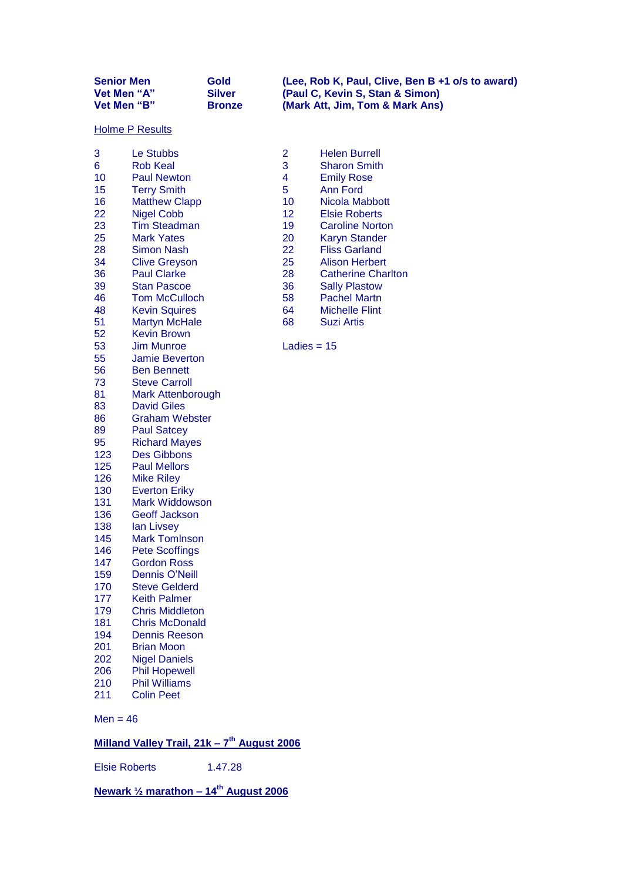| | | |
|---|---|---|
| **Senior Men** | **Gold** | **(Lee, Rob K, Paul, Clive, Ben B +1 o/s to award)** |
| **Vet Men "A"** | **Silver** | **(Paul C, Kevin S, Stan & Simon)** |
| **Vet Men "B"** | **Bronze** | **(Mark Att, Jim, Tom & Mark Ans)** |

Holme P Results

| | |
|---|---|
| 3 | Le Stubbs |
| 6 | Rob Keal |
| 10 | Paul Newton |
| 15 | Terry Smith |
| 16 | Matthew Clapp |
| 22 | Nigel Cobb |
| 23 | Tim Steadman |
| 25 | Mark Yates |
| 28 | Simon Nash |
| 34 | Clive Greyson |
| 36 | Paul Clarke |
| 39 | Stan Pascoe |
| 46 | Tom McCulloch |
| 48 | Kevin Squires |
| 51 | Martyn McHale |
| 52 | Kevin Brown |
| 53 | Jim Munroe |
| 55 | Jamie Beverton |
| 56 | Ben Bennett |
| 73 | Steve Carroll |
| 81 | Mark Attenborough |
| 83 | David Giles |
| 86 | Graham Webster |
| 89 | Paul Satcey |
| 95 | Richard Mayes |
| 123 | Des Gibbons |
| 125 | Paul Mellors |
| 126 | Mike Riley |
| 130 | Everton Eriky |
| 131 | Mark Widdowson |
| 136 | Geoff Jackson |
| 138 | Ian Livsey |
| 145 | Mark Tomlnson |
| 146 | Pete Scoffings |
| 147 | Gordon Ross |
| 159 | Dennis O'Neill |
| 170 | Steve Gelderd |
| 177 | Keith Palmer |
| 179 | Chris Middleton |
| 181 | Chris McDonald |
| 194 | Dennis Reeson |
| 201 | Brian Moon |
| 202 | Nigel Daniels |
| 206 | Phil Hopewell |
| 210 | Phil Williams |
| 211 | Colin Peet |

Men = 46

| | |
|---|---|
| 2 | Helen Burrell |
| 3 | Sharon Smith |
| 4 | Emily Rose |
| 5 | Ann Ford |
| 10 | Nicola Mabbott |
| 12 | Elsie Roberts |
| 19 | Caroline Norton |
| 20 | Karyn Stander |
| 22 | Fliss Garland |
| 25 | Alison Herbert |
| 28 | Catherine Charlton |
| 36 | Sally Plastow |
| 58 | Pachel Martn |
| 64 | Michelle Flint |
| 68 | Suzi Artis |

Ladies = 15

**Milland Valley Trail, 21k – 7th August 2006**

Elsie Roberts 1.47.28

**Newark ½ marathon – 14th August 2006**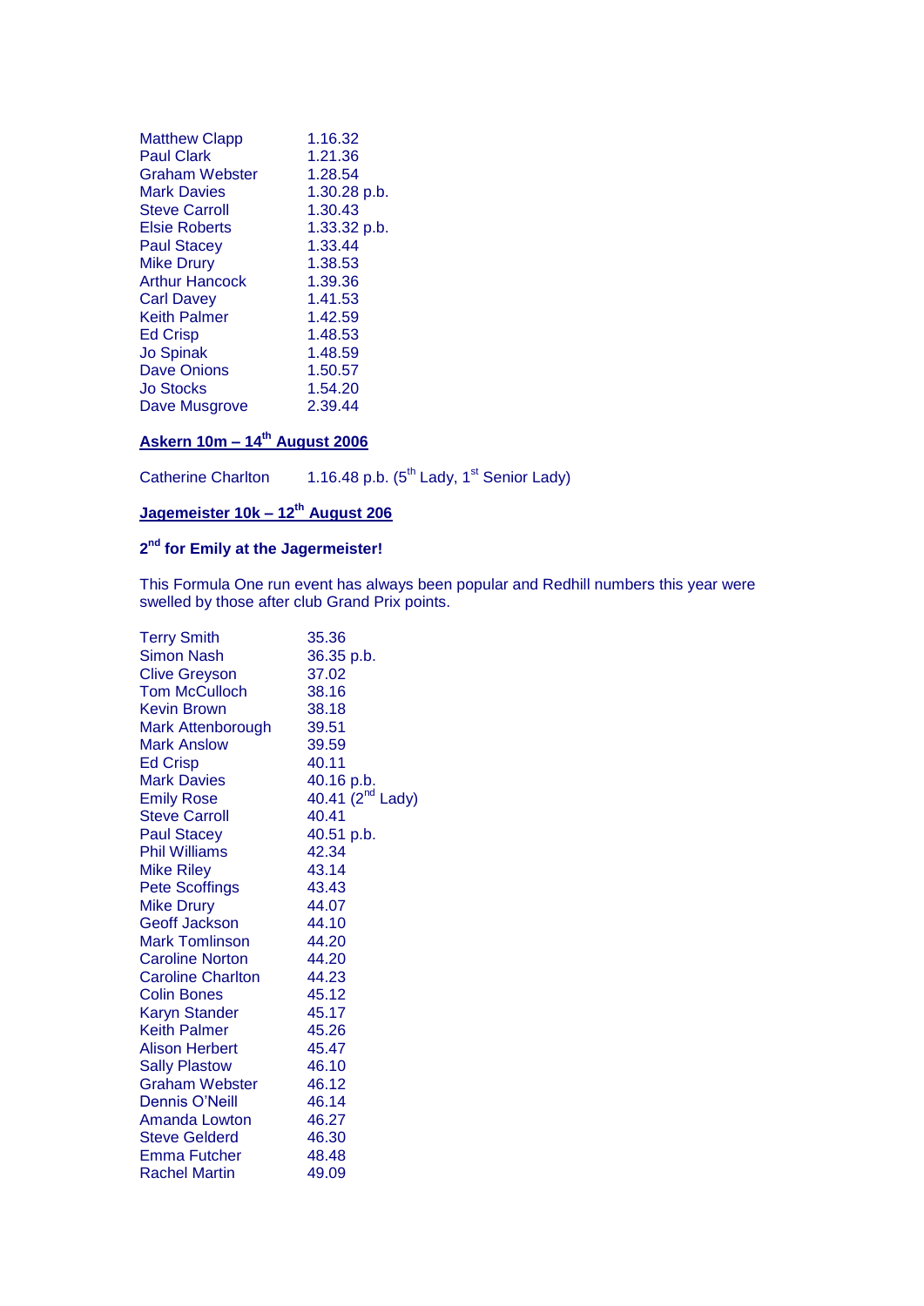| | |
|---|---|
| Matthew Clapp | 1.16.32 |
| Paul Clark | 1.21.36 |
| Graham Webster | 1.28.54 |
| Mark Davies | 1.30.28 p.b. |
| Steve Carroll | 1.30.43 |
| Elsie Roberts | 1.33.32 p.b. |
| Paul Stacey | 1.33.44 |
| Mike Drury | 1.38.53 |
| Arthur Hancock | 1.39.36 |
| Carl Davey | 1.41.53 |
| Keith Palmer | 1.42.59 |
| Ed Crisp | 1.48.53 |
| Jo Spinak | 1.48.59 |
| Dave Onions | 1.50.57 |
| Jo Stocks | 1.54.20 |
| Dave Musgrove | 2.39.44 |

**Askern 10m – 14th August 2006**

Catherine Charlton 1.16.48 p.b. (5th Lady, 1st Senior Lady)

**Jagemeister 10k – 12th August 206**

**2nd for Emily at the Jagermeister!**

This Formula One run event has always been popular and Redhill numbers this year were swelled by those after club Grand Prix points.

| | |
|---|---|
| Terry Smith | 35.36 |
| Simon Nash | 36.35 p.b. |
| Clive Greyson | 37.02 |
| Tom McCulloch | 38.16 |
| Kevin Brown | 38.18 |
| Mark Attenborough | 39.51 |
| Mark Anslow | 39.59 |
| Ed Crisp | 40.11 |
| Mark Davies | 40.16 p.b. |
| Emily Rose | 40.41 (2nd Lady) |
| Steve Carroll | 40.41 |
| Paul Stacey | 40.51 p.b. |
| Phil Williams | 42.34 |
| Mike Riley | 43.14 |
| Pete Scoffings | 43.43 |
| Mike Drury | 44.07 |
| Geoff Jackson | 44.10 |
| Mark Tomlinson | 44.20 |
| Caroline Norton | 44.20 |
| Caroline Charlton | 44.23 |
| Colin Bones | 45.12 |
| Karyn Stander | 45.17 |
| Keith Palmer | 45.26 |
| Alison Herbert | 45.47 |
| Sally Plastow | 46.10 |
| Graham Webster | 46.12 |
| Dennis O'Neill | 46.14 |
| Amanda Lowton | 46.27 |
| Steve Gelderd | 46.30 |
| Emma Futcher | 48.48 |
| Rachel Martin | 49.09 |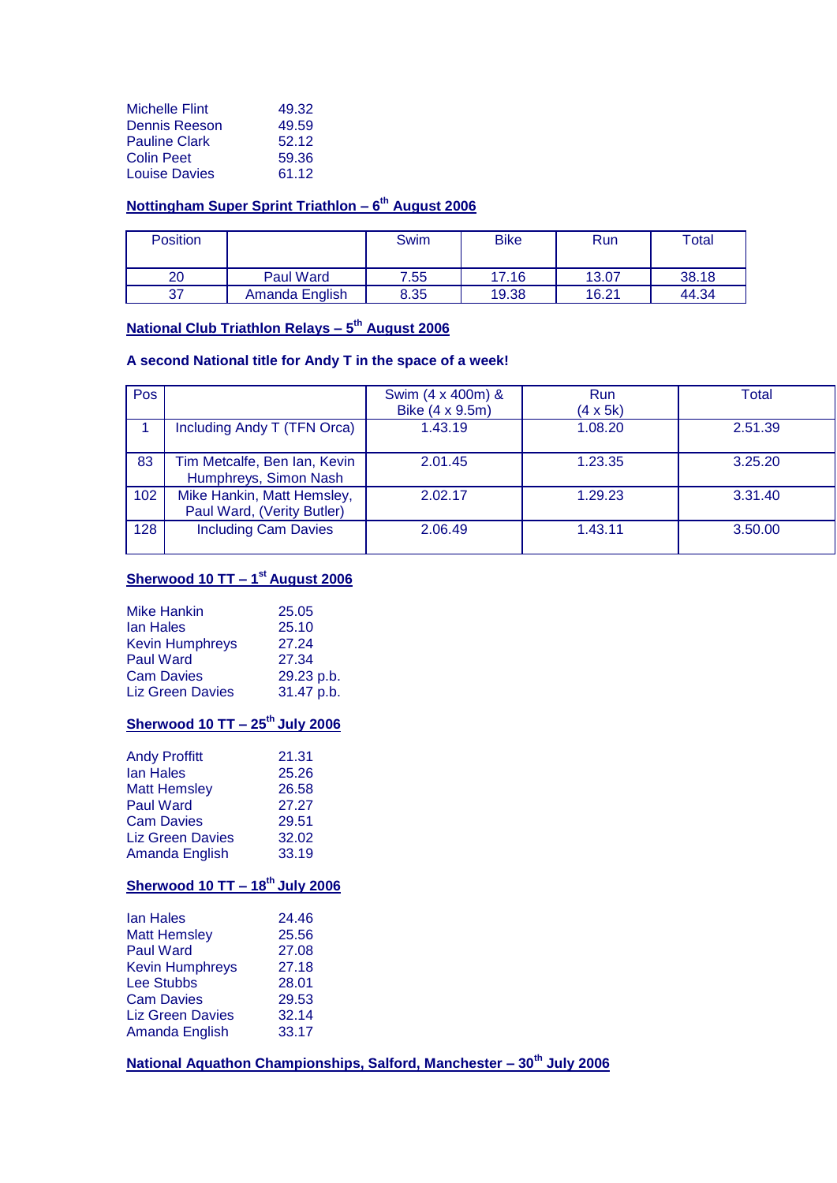| | |
|---|---|
| Michelle Flint | 49.32 |
| Dennis Reeson | 49.59 |
| Pauline Clark | 52.12 |
| Colin Peet | 59.36 |
| Louise Davies | 61.12 |

**Nottingham Super Sprint Triathlon – 6th August 2006**

| Position | | Swim | Bike | Run | Total |
|---|---|---|---|---|---|
| 20 | Paul Ward | 7.55 | 17.16 | 13.07 | 38.18 |
| 37 | Amanda English | 8.35 | 19.38 | 16.21 | 44.34 |

**National Club Triathlon Relays – 5th August 2006**

**A second National title for Andy T in the space of a week!**

| Pos | | Swim (4 x 400m) & Bike (4 x 9.5m) | Run (4 x 5k) | Total |
|---|---|---|---|---|
| 1 | Including Andy T (TFN Orca) | 1.43.19 | 1.08.20 | 2.51.39 |
| 83 | Tim Metcalfe, Ben Ian, Kevin Humphreys, Simon Nash | 2.01.45 | 1.23.35 | 3.25.20 |
| 102 | Mike Hankin, Matt Hemsley, Paul Ward, (Verity Butler) | 2.02.17 | 1.29.23 | 3.31.40 |
| 128 | Including Cam Davies | 2.06.49 | 1.43.11 | 3.50.00 |

**Sherwood 10 TT – 1st August 2006**

| | |
|---|---|
| Mike Hankin | 25.05 |
| Ian Hales | 25.10 |
| Kevin Humphreys | 27.24 |
| Paul Ward | 27.34 |
| Cam Davies | 29.23 p.b. |
| Liz Green Davies | 31.47 p.b. |

**Sherwood 10 TT – 25th July 2006**

| | |
|---|---|
| Andy Proffitt | 21.31 |
| Ian Hales | 25.26 |
| Matt Hemsley | 26.58 |
| Paul Ward | 27.27 |
| Cam Davies | 29.51 |
| Liz Green Davies | 32.02 |
| Amanda English | 33.19 |

**Sherwood 10 TT – 18th July 2006**

| | |
|---|---|
| Ian Hales | 24.46 |
| Matt Hemsley | 25.56 |
| Paul Ward | 27.08 |
| Kevin Humphreys | 27.18 |
| Lee Stubbs | 28.01 |
| Cam Davies | 29.53 |
| Liz Green Davies | 32.14 |
| Amanda English | 33.17 |

**National Aquathon Championships, Salford, Manchester – 30th July 2006**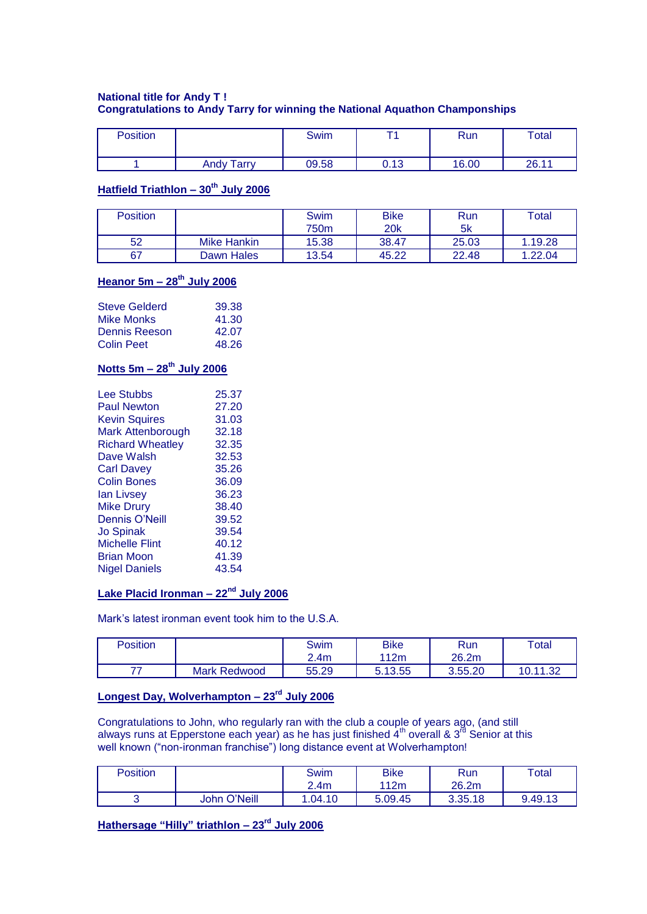**National title for Andy T !**
**Congratulations to Andy Tarry for winning the National Aquathon Championships**

| Position | | Swim | T1 | Run | Total |
|---|---|---|---|---|---|
| 1 | Andy Tarry | 09.58 | 0.13 | 16.00 | 26.11 |

## Hatfield Triathlon – 30th July 2006

| Position | | Swim 750m | Bike 20k | Run 5k | Total |
|---|---|---|---|---|---|
| 52 | Mike Hankin | 15.38 | 38.47 | 25.03 | 1.19.28 |
| 67 | Dawn Hales | 13.54 | 45.22 | 22.48 | 1.22.04 |

## Heanor 5m – 28th July 2006

| | |
|---|---|
| Steve Gelderd | 39.38 |
| Mike Monks | 41.30 |
| Dennis Reeson | 42.07 |
| Colin Peet | 48.26 |

## Notts 5m – 28th July 2006

| | |
|---|---|
| Lee Stubbs | 25.37 |
| Paul Newton | 27.20 |
| Kevin Squires | 31.03 |
| Mark Attenborough | 32.18 |
| Richard Wheatley | 32.35 |
| Dave Walsh | 32.53 |
| Carl Davey | 35.26 |
| Colin Bones | 36.09 |
| Ian Livsey | 36.23 |
| Mike Drury | 38.40 |
| Dennis O'Neill | 39.52 |
| Jo Spinak | 39.54 |
| Michelle Flint | 40.12 |
| Brian Moon | 41.39 |
| Nigel Daniels | 43.54 |

## Lake Placid Ironman – 22nd July 2006

Mark's latest ironman event took him to the U.S.A.

| Position | | Swim 2.4m | Bike 112m | Run 26.2m | Total |
|---|---|---|---|---|---|
| 77 | Mark Redwood | 55.29 | 5.13.55 | 3.55.20 | 10.11.32 |

## Longest Day, Wolverhampton – 23rd July 2006

Congratulations to John, who regularly ran with the club a couple of years ago, (and still always runs at Epperstone each year) as he has just finished 4th overall & 3rd Senior at this well known ("non-ironman franchise") long distance event at Wolverhampton!

| Position | | Swim 2.4m | Bike 112m | Run 26.2m | Total |
|---|---|---|---|---|---|
| 3 | John O'Neill | 1.04.10 | 5.09.45 | 3.35.18 | 9.49.13 |

## Hathersage "Hilly" triathlon – 23rd July 2006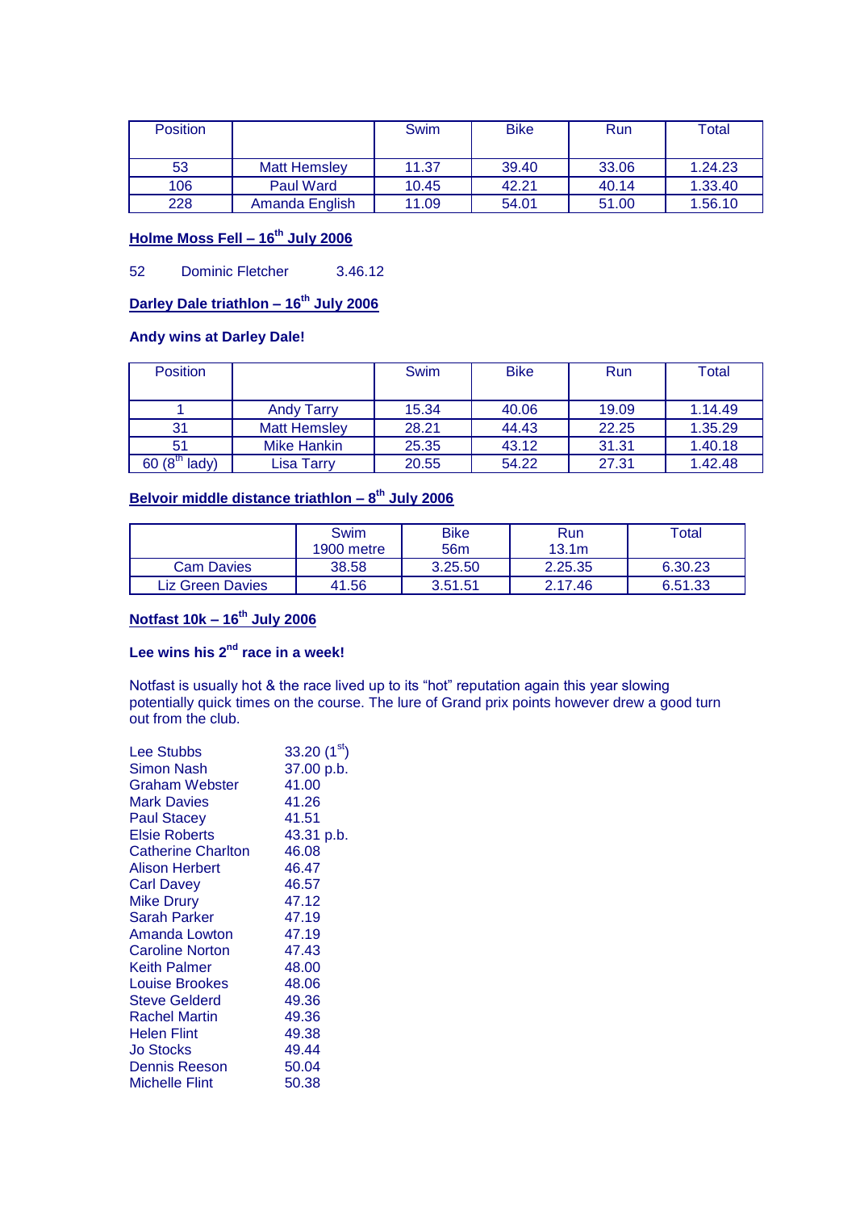| Position | | Swim | Bike | Run | Total |
|---|---|---|---|---|---|
| 53 | Matt Hemsley | 11.37 | 39.40 | 33.06 | 1.24.23 |
| 106 | Paul Ward | 10.45 | 42.21 | 40.14 | 1.33.40 |
| 228 | Amanda English | 11.09 | 54.01 | 51.00 | 1.56.10 |

**Holme Moss Fell – 16th July 2006**

52 Dominic Fletcher 3.46.12

**Darley Dale triathlon – 16th July 2006**

**Andy wins at Darley Dale!**

| Position | | Swim | Bike | Run | Total |
|---|---|---|---|---|---|
| 1 | Andy Tarry | 15.34 | 40.06 | 19.09 | 1.14.49 |
| 31 | Matt Hemsley | 28.21 | 44.43 | 22.25 | 1.35.29 |
| 51 | Mike Hankin | 25.35 | 43.12 | 31.31 | 1.40.18 |
| 60 (8th lady) | Lisa Tarry | 20.55 | 54.22 | 27.31 | 1.42.48 |

**Belvoir middle distance triathlon – 8th July 2006**

| | Swim 1900 metre | Bike 56m | Run 13.1m | Total |
|---|---|---|---|---|
| Cam Davies | 38.58 | 3.25.50 | 2.25.35 | 6.30.23 |
| Liz Green Davies | 41.56 | 3.51.51 | 2.17.46 | 6.51.33 |

**Notfast 10k – 16th July 2006**

**Lee wins his 2nd race in a week!**

Notfast is usually hot & the race lived up to its "hot" reputation again this year slowing potentially quick times on the course. The lure of Grand prix points however drew a good turn out from the club.

| | |
|---|---|
| Lee Stubbs | 33.20 (1st) |
| Simon Nash | 37.00 p.b. |
| Graham Webster | 41.00 |
| Mark Davies | 41.26 |
| Paul Stacey | 41.51 |
| Elsie Roberts | 43.31 p.b. |
| Catherine Charlton | 46.08 |
| Alison Herbert | 46.47 |
| Carl Davey | 46.57 |
| Mike Drury | 47.12 |
| Sarah Parker | 47.19 |
| Amanda Lowton | 47.19 |
| Caroline Norton | 47.43 |
| Keith Palmer | 48.00 |
| Louise Brookes | 48.06 |
| Steve Gelderd | 49.36 |
| Rachel Martin | 49.36 |
| Helen Flint | 49.38 |
| Jo Stocks | 49.44 |
| Dennis Reeson | 50.04 |
| Michelle Flint | 50.38 |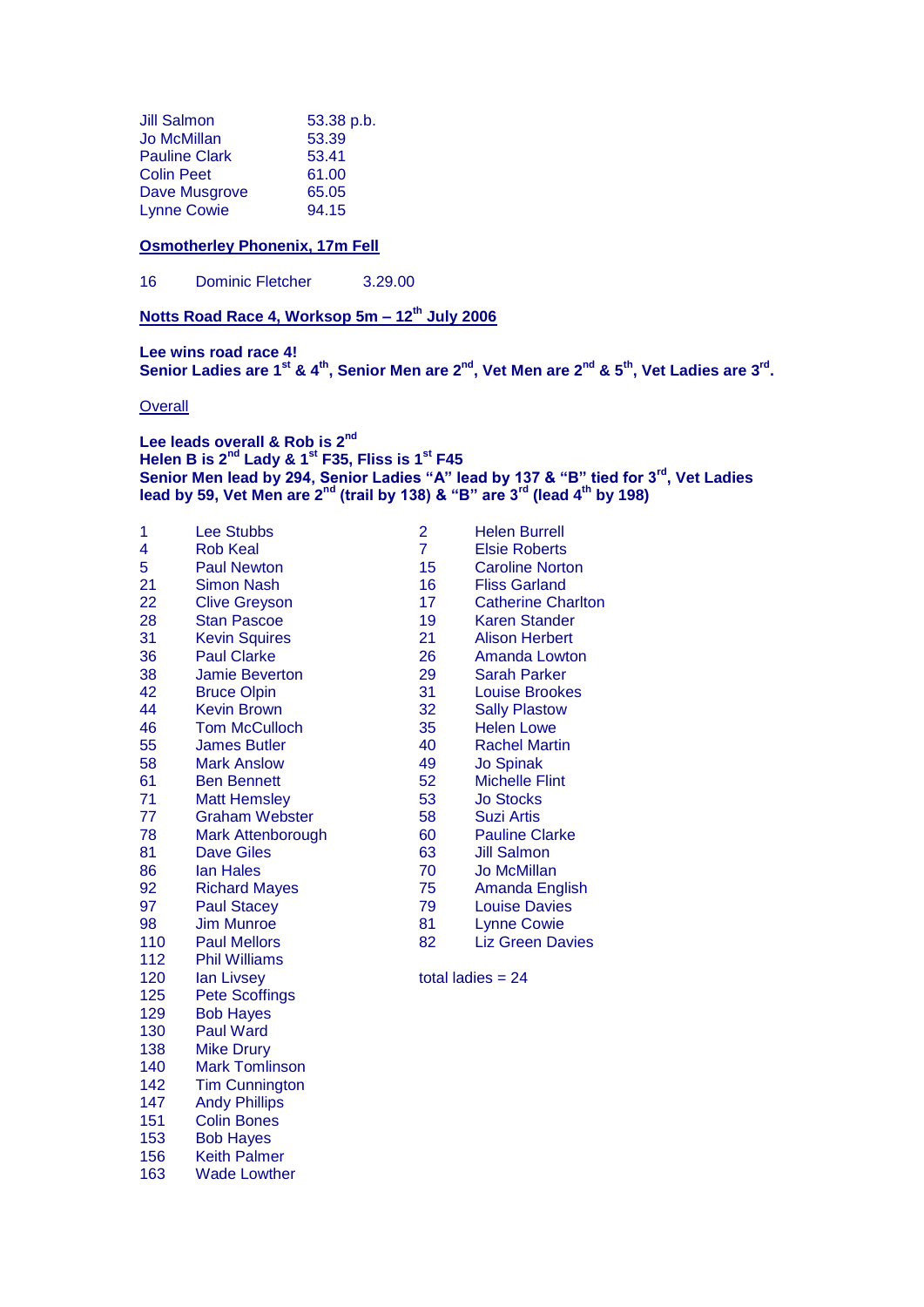| | |
|---|---|
| Jill Salmon | 53.38 p.b. |
| Jo McMillan | 53.39 |
| Pauline Clark | 53.41 |
| Colin Peet | 61.00 |
| Dave Musgrove | 65.05 |
| Lynne Cowie | 94.15 |

**Osmotherley Phonenix, 17m Fell**

| | | |
|---|---|---|
| 16 | Dominic Fletcher | 3.29.00 |

**Notts Road Race 4, Worksop 5m – 12th July 2006**

**Lee wins road race 4!**
**Senior Ladies are 1st & 4th, Senior Men are 2nd, Vet Men are 2nd & 5th, Vet Ladies are 3rd.**

Overall

**Lee leads overall & Rob is 2nd**
**Helen B is 2nd Lady & 1st F35, Fliss is 1st F45**
**Senior Men lead by 294, Senior Ladies "A" lead by 137 & "B" tied for 3rd, Vet Ladies lead by 59, Vet Men are 2nd (trail by 138) & "B" are 3rd (lead 4th by 198)**

| | | | |
|---|---|---|---|
| 1 | Lee Stubbs | 2 | Helen Burrell |
| 4 | Rob Keal | 7 | Elsie Roberts |
| 5 | Paul Newton | 15 | Caroline Norton |
| 21 | Simon Nash | 16 | Fliss Garland |
| 22 | Clive Greyson | 17 | Catherine Charlton |
| 28 | Stan Pascoe | 19 | Karen Stander |
| 31 | Kevin Squires | 21 | Alison Herbert |
| 36 | Paul Clarke | 26 | Amanda Lowton |
| 38 | Jamie Beverton | 29 | Sarah Parker |
| 42 | Bruce Olpin | 31 | Louise Brookes |
| 44 | Kevin Brown | 32 | Sally Plastow |
| 46 | Tom McCulloch | 35 | Helen Lowe |
| 55 | James Butler | 40 | Rachel Martin |
| 58 | Mark Anslow | 49 | Jo Spinak |
| 61 | Ben Bennett | 52 | Michelle Flint |
| 71 | Matt Hemsley | 53 | Jo Stocks |
| 77 | Graham Webster | 58 | Suzi Artis |
| 78 | Mark Attenborough | 60 | Pauline Clarke |
| 81 | Dave Giles | 63 | Jill Salmon |
| 86 | Ian Hales | 70 | Jo McMillan |
| 92 | Richard Mayes | 75 | Amanda English |
| 97 | Paul Stacey | 79 | Louise Davies |
| 98 | Jim Munroe | 81 | Lynne Cowie |
| 110 | Paul Mellors | 82 | Liz Green Davies |
| 112 | Phil Williams | | |
| 120 | Ian Livsey | total ladies = 24 | |
| 125 | Pete Scoffings | | |
| 129 | Bob Hayes | | |
| 130 | Paul Ward | | |
| 138 | Mike Drury | | |
| 140 | Mark Tomlinson | | |
| 142 | Tim Cunnington | | |
| 147 | Andy Phillips | | |
| 151 | Colin Bones | | |
| 153 | Bob Hayes | | |
| 156 | Keith Palmer | | |
| 163 | Wade Lowther | | |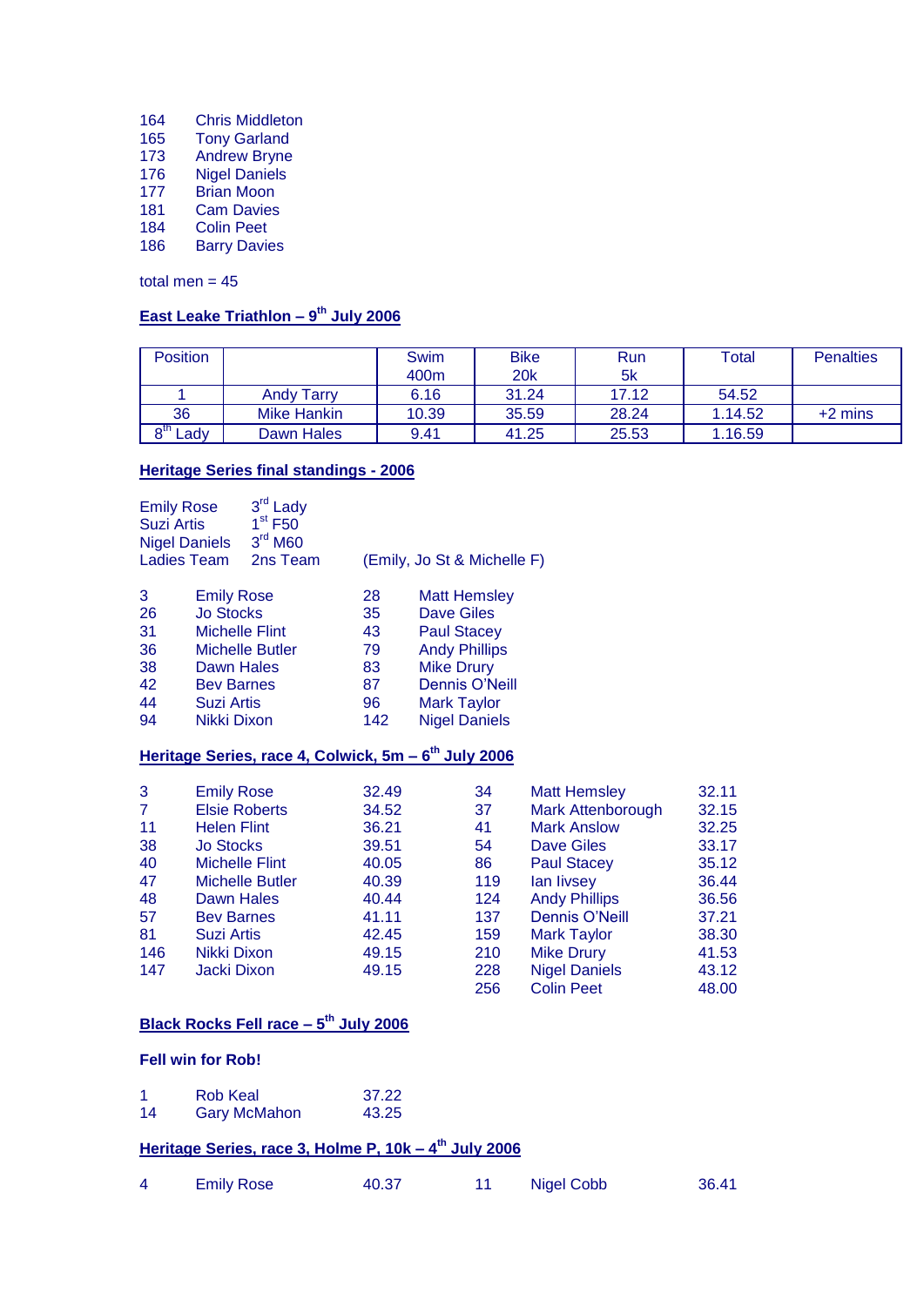164 Chris Middleton
165 Tony Garland
173 Andrew Bryne
176 Nigel Daniels
177 Brian Moon
181 Cam Davies
184 Colin Peet
186 Barry Davies

total men = 45

## East Leake Triathlon – 9th July 2006

| Position | | Swim 400m | Bike 20k | Run 5k | Total | Penalties |
|---|---|---|---|---|---|---|
| 1 | Andy Tarry | 6.16 | 31.24 | 17.12 | 54.52 | |
| 36 | Mike Hankin | 10.39 | 35.59 | 28.24 | 1.14.52 | +2 mins |
| 8th Lady | Dawn Hales | 9.41 | 41.25 | 25.53 | 1.16.59 | |

## Heritage Series final standings - 2006

| | | |
|---|---|---|
| Emily Rose | 3rd Lady | |
| Suzi Artis | 1st F50 | |
| Nigel Daniels | 3rd M60 | |
| Ladies Team | 2ns Team | (Emily, Jo St & Michelle F) |

| | | | |
|---|---|---|---|
| 3 | Emily Rose | 28 | Matt Hemsley |
| 26 | Jo Stocks | 35 | Dave Giles |
| 31 | Michelle Flint | 43 | Paul Stacey |
| 36 | Michelle Butler | 79 | Andy Phillips |
| 38 | Dawn Hales | 83 | Mike Drury |
| 42 | Bev Barnes | 87 | Dennis O'Neill |
| 44 | Suzi Artis | 96 | Mark Taylor |
| 94 | Nikki Dixon | 142 | Nigel Daniels |

## Heritage Series, race 4, Colwick, 5m – 6th July 2006

| | | | | | |
|---|---|---|---|---|---|
| 3 | Emily Rose | 32.49 | 34 | Matt Hemsley | 32.11 |
| 7 | Elsie Roberts | 34.52 | 37 | Mark Attenborough | 32.15 |
| 11 | Helen Flint | 36.21 | 41 | Mark Anslow | 32.25 |
| 38 | Jo Stocks | 39.51 | 54 | Dave Giles | 33.17 |
| 40 | Michelle Flint | 40.05 | 86 | Paul Stacey | 35.12 |
| 47 | Michelle Butler | 40.39 | 119 | Ian Iivsey | 36.44 |
| 48 | Dawn Hales | 40.44 | 124 | Andy Phillips | 36.56 |
| 57 | Bev Barnes | 41.11 | 137 | Dennis O'Neill | 37.21 |
| 81 | Suzi Artis | 42.45 | 159 | Mark Taylor | 38.30 |
| 146 | Nikki Dixon | 49.15 | 210 | Mike Drury | 41.53 |
| 147 | Jacki Dixon | 49.15 | 228 | Nigel Daniels | 43.12 |
| | | | 256 | Colin Peet | 48.00 |

## Black Rocks Fell race – 5th July 2006

**Fell win for Rob!**

| | | |
|---|---|---|
| 1 | Rob Keal | 37.22 |
| 14 | Gary McMahon | 43.25 |

## Heritage Series, race 3, Holme P, 10k – 4th July 2006

| | | | | | |
|---|---|---|---|---|---|
| 4 | Emily Rose | 40.37 | 11 | Nigel Cobb | 36.41 |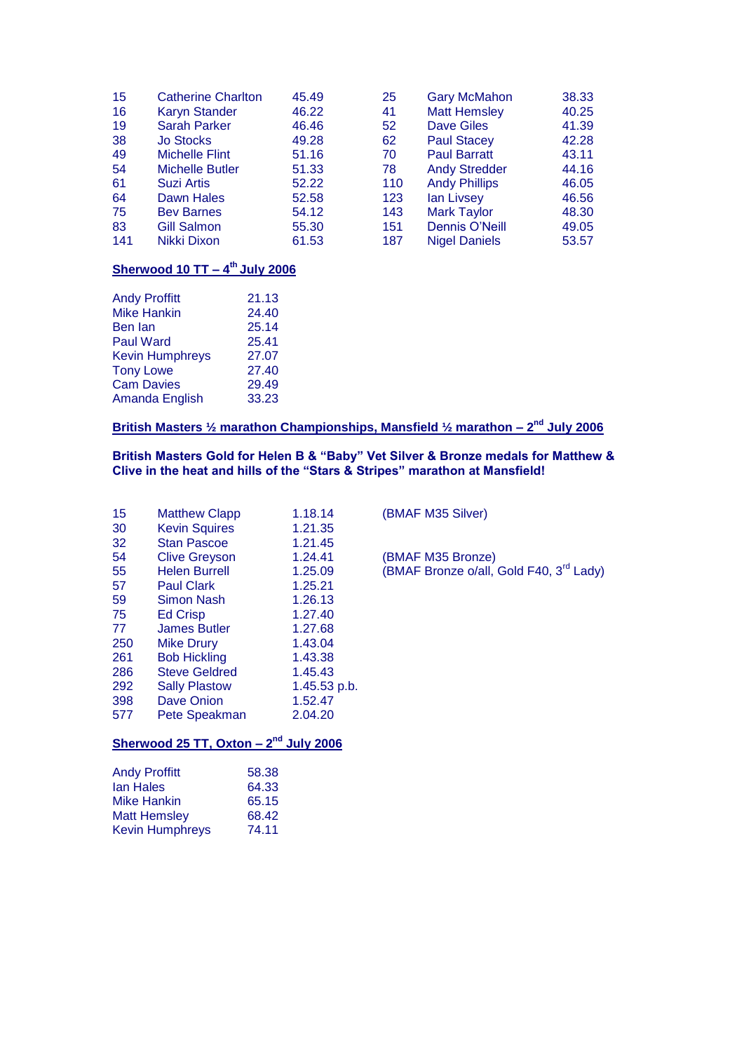| | | | | | |
|---|---|---|---|---|---|
| 15 | Catherine Charlton | 45.49 | 25 | Gary McMahon | 38.33 |
| 16 | Karyn Stander | 46.22 | 41 | Matt Hemsley | 40.25 |
| 19 | Sarah Parker | 46.46 | 52 | Dave Giles | 41.39 |
| 38 | Jo Stocks | 49.28 | 62 | Paul Stacey | 42.28 |
| 49 | Michelle Flint | 51.16 | 70 | Paul Barratt | 43.11 |
| 54 | Michelle Butler | 51.33 | 78 | Andy Stredder | 44.16 |
| 61 | Suzi Artis | 52.22 | 110 | Andy Phillips | 46.05 |
| 64 | Dawn Hales | 52.58 | 123 | Ian Livsey | 46.56 |
| 75 | Bev Barnes | 54.12 | 143 | Mark Taylor | 48.30 |
| 83 | Gill Salmon | 55.30 | 151 | Dennis O'Neill | 49.05 |
| 141 | Nikki Dixon | 61.53 | 187 | Nigel Daniels | 53.57 |

**Sherwood 10 TT – 4th July 2006**

| | |
|---|---|
| Andy Proffitt | 21.13 |
| Mike Hankin | 24.40 |
| Ben Ian | 25.14 |
| Paul Ward | 25.41 |
| Kevin Humphreys | 27.07 |
| Tony Lowe | 27.40 |
| Cam Davies | 29.49 |
| Amanda English | 33.23 |

**British Masters ½ marathon Championships, Mansfield ½ marathon – 2nd July 2006**

**British Masters Gold for Helen B & "Baby" Vet Silver & Bronze medals for Matthew & Clive in the heat and hills of the "Stars & Stripes" marathon at Mansfield!**

| | | | |
|---|---|---|---|
| 15 | Matthew Clapp | 1.18.14 | (BMAF M35 Silver) |
| 30 | Kevin Squires | 1.21.35 | |
| 32 | Stan Pascoe | 1.21.45 | |
| 54 | Clive Greyson | 1.24.41 | (BMAF M35 Bronze) |
| 55 | Helen Burrell | 1.25.09 | (BMAF Bronze o/all, Gold F40, 3rd Lady) |
| 57 | Paul Clark | 1.25.21 | |
| 59 | Simon Nash | 1.26.13 | |
| 75 | Ed Crisp | 1.27.40 | |
| 77 | James Butler | 1.27.68 | |
| 250 | Mike Drury | 1.43.04 | |
| 261 | Bob Hickling | 1.43.38 | |
| 286 | Steve Geldred | 1.45.43 | |
| 292 | Sally Plastow | 1.45.53 p.b. | |
| 398 | Dave Onion | 1.52.47 | |
| 577 | Pete Speakman | 2.04.20 | |

**Sherwood 25 TT, Oxton – 2nd July 2006**

| | |
|---|---|
| Andy Proffitt | 58.38 |
| Ian Hales | 64.33 |
| Mike Hankin | 65.15 |
| Matt Hemsley | 68.42 |
| Kevin Humphreys | 74.11 |